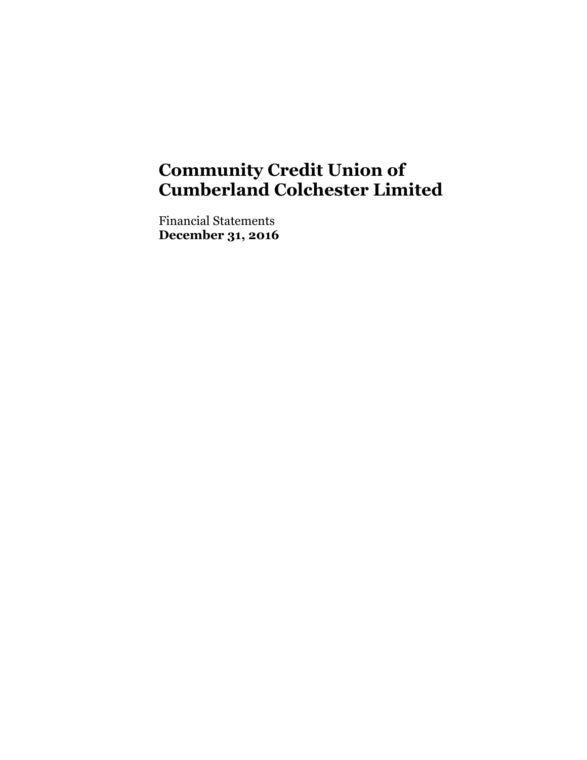# Community Credit Union of Cumberland Colchester Limited

Financial Statements
**December 31, 2016**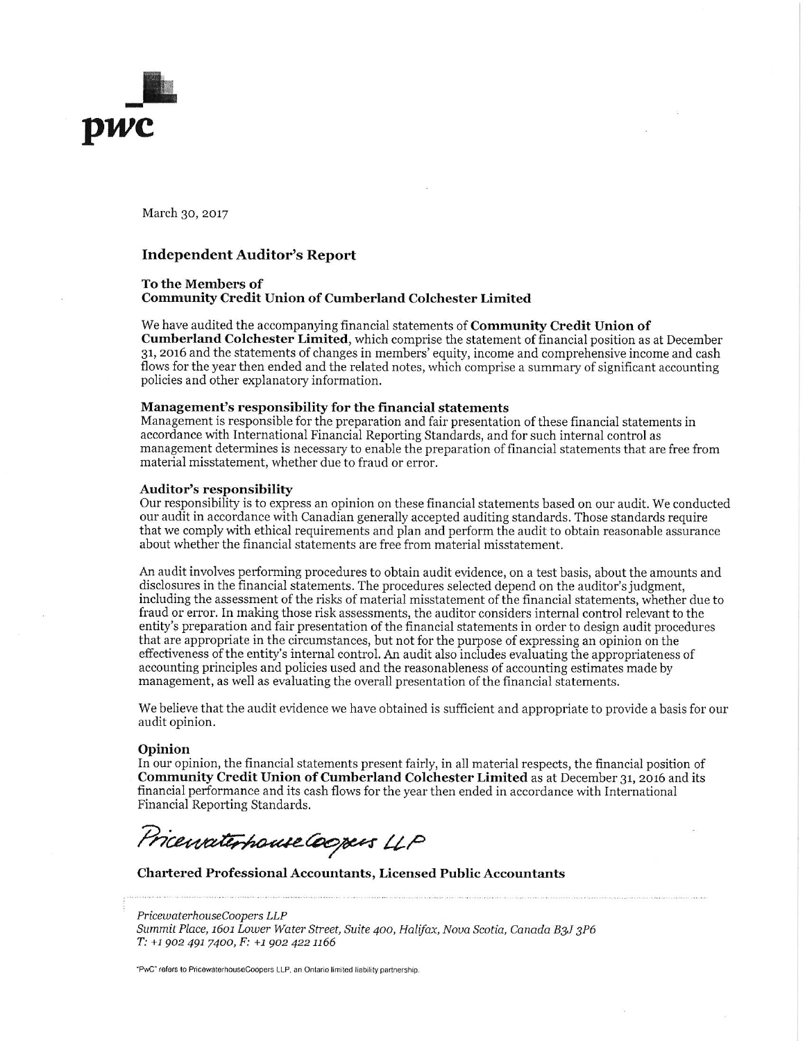pwc

March 30, 2017

## Independent Auditor's Report

**To the Members of**
**Community Credit Union of Cumberland Colchester Limited**

We have audited the accompanying financial statements of **Community Credit Union of Cumberland Colchester Limited**, which comprise the statement of financial position as at December 31, 2016 and the statements of changes in members' equity, income and comprehensive income and cash flows for the year then ended and the related notes, which comprise a summary of significant accounting policies and other explanatory information.

### Management's responsibility for the financial statements

Management is responsible for the preparation and fair presentation of these financial statements in accordance with International Financial Reporting Standards, and for such internal control as management determines is necessary to enable the preparation of financial statements that are free from material misstatement, whether due to fraud or error.

### Auditor's responsibility

Our responsibility is to express an opinion on these financial statements based on our audit. We conducted our audit in accordance with Canadian generally accepted auditing standards. Those standards require that we comply with ethical requirements and plan and perform the audit to obtain reasonable assurance about whether the financial statements are free from material misstatement.

An audit involves performing procedures to obtain audit evidence, on a test basis, about the amounts and disclosures in the financial statements. The procedures selected depend on the auditor's judgment, including the assessment of the risks of material misstatement of the financial statements, whether due to fraud or error. In making those risk assessments, the auditor considers internal control relevant to the entity's preparation and fair presentation of the financial statements in order to design audit procedures that are appropriate in the circumstances, but not for the purpose of expressing an opinion on the effectiveness of the entity's internal control. An audit also includes evaluating the appropriateness of accounting principles and policies used and the reasonableness of accounting estimates made by management, as well as evaluating the overall presentation of the financial statements.

We believe that the audit evidence we have obtained is sufficient and appropriate to provide a basis for our audit opinion.

### Opinion

In our opinion, the financial statements present fairly, in all material respects, the financial position of **Community Credit Union of Cumberland Colchester Limited** as at December 31, 2016 and its financial performance and its cash flows for the year then ended in accordance with International Financial Reporting Standards.

*PricewaterhouseCoopers LLP*

**Chartered Professional Accountants, Licensed Public Accountants**

*PricewaterhouseCoopers LLP*
*Summit Place, 1601 Lower Water Street, Suite 400, Halifax, Nova Scotia, Canada B3J 3P6*
*T: +1 902 491 7400, F: +1 902 422 1166*

"PwC" refers to PricewaterhouseCoopers LLP, an Ontario limited liability partnership.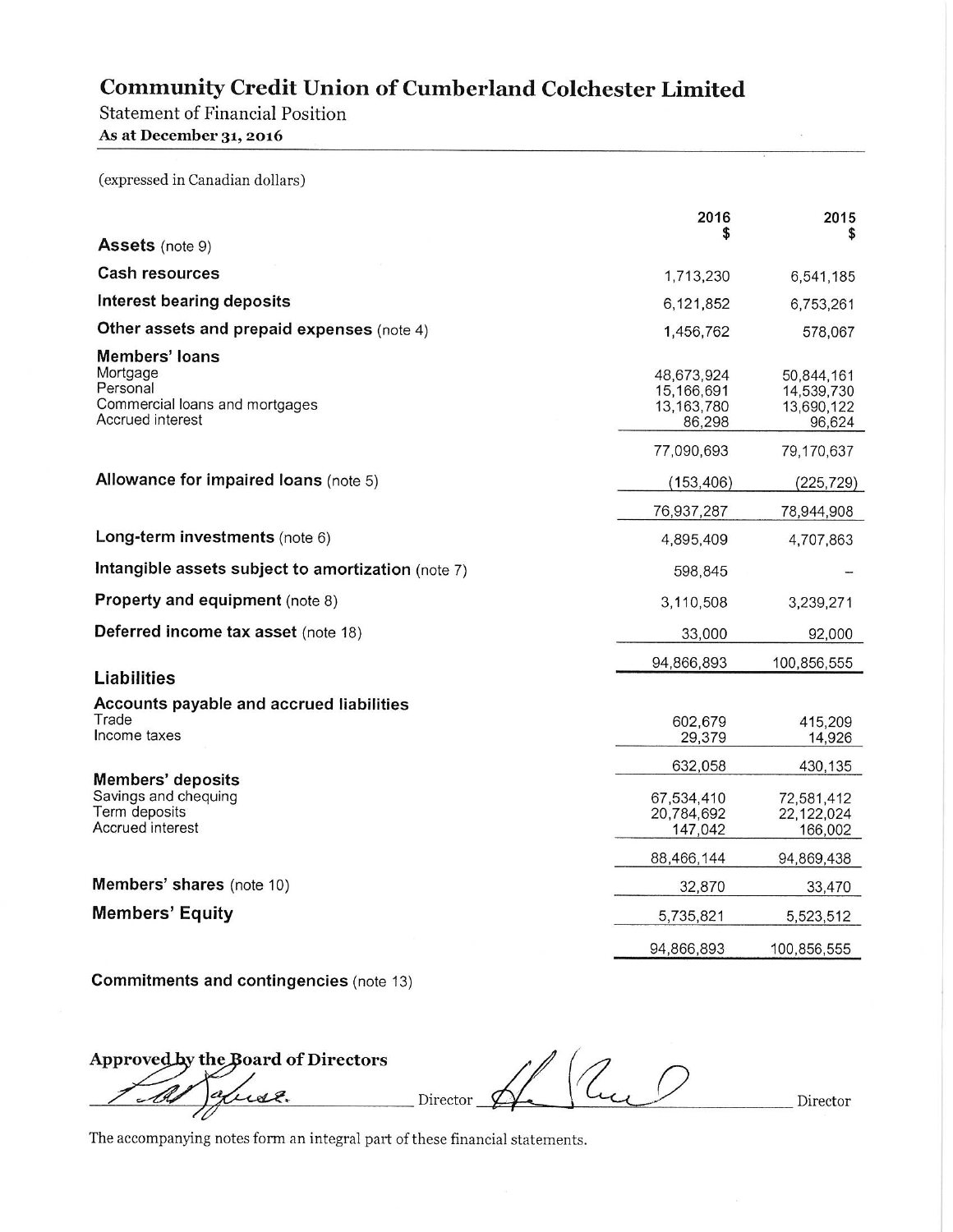# Community Credit Union of Cumberland Colchester Limited

## Statement of Financial Position

**As at December 31, 2016**

(expressed in Canadian dollars)

| | 2016<br>$ | 2015<br>$ |
|---|---|---|
| **Assets** (note 9) | | |
| **Cash resources** | 1,713,230 | 6,541,185 |
| **Interest bearing deposits** | 6,121,852 | 6,753,261 |
| **Other assets and prepaid expenses** (note 4) | 1,456,762 | 578,067 |
| **Members' loans** | | |
| Mortgage | 48,673,924 | 50,844,161 |
| Personal | 15,166,691 | 14,539,730 |
| Commercial loans and mortgages | 13,163,780 | 13,690,122 |
| Accrued interest | 86,298 | 96,624 |
| | 77,090,693 | 79,170,637 |
| **Allowance for impaired loans** (note 5) | (153,406) | (225,729) |
| | 76,937,287 | 78,944,908 |
| **Long-term investments** (note 6) | 4,895,409 | 4,707,863 |
| **Intangible assets subject to amortization** (note 7) | 598,845 | – |
| **Property and equipment** (note 8) | 3,110,508 | 3,239,271 |
| **Deferred income tax asset** (note 18) | 33,000 | 92,000 |
| | 94,866,893 | 100,856,555 |
| **Liabilities** | | |
| **Accounts payable and accrued liabilities** | | |
| Trade | 602,679 | 415,209 |
| Income taxes | 29,379 | 14,926 |
| | 632,058 | 430,135 |
| **Members' deposits** | | |
| Savings and chequing | 67,534,410 | 72,581,412 |
| Term deposits | 20,784,692 | 22,122,024 |
| Accrued interest | 147,042 | 166,002 |
| | 88,466,144 | 94,869,438 |
| **Members' shares** (note 10) | 32,870 | 33,470 |
| **Members' Equity** | 5,735,821 | 5,523,512 |
| | 94,866,893 | 100,856,555 |

**Commitments and contingencies** (note 13)

**Approved by the Board of Directors**

_______________ Director _______________ Director

The accompanying notes form an integral part of these financial statements.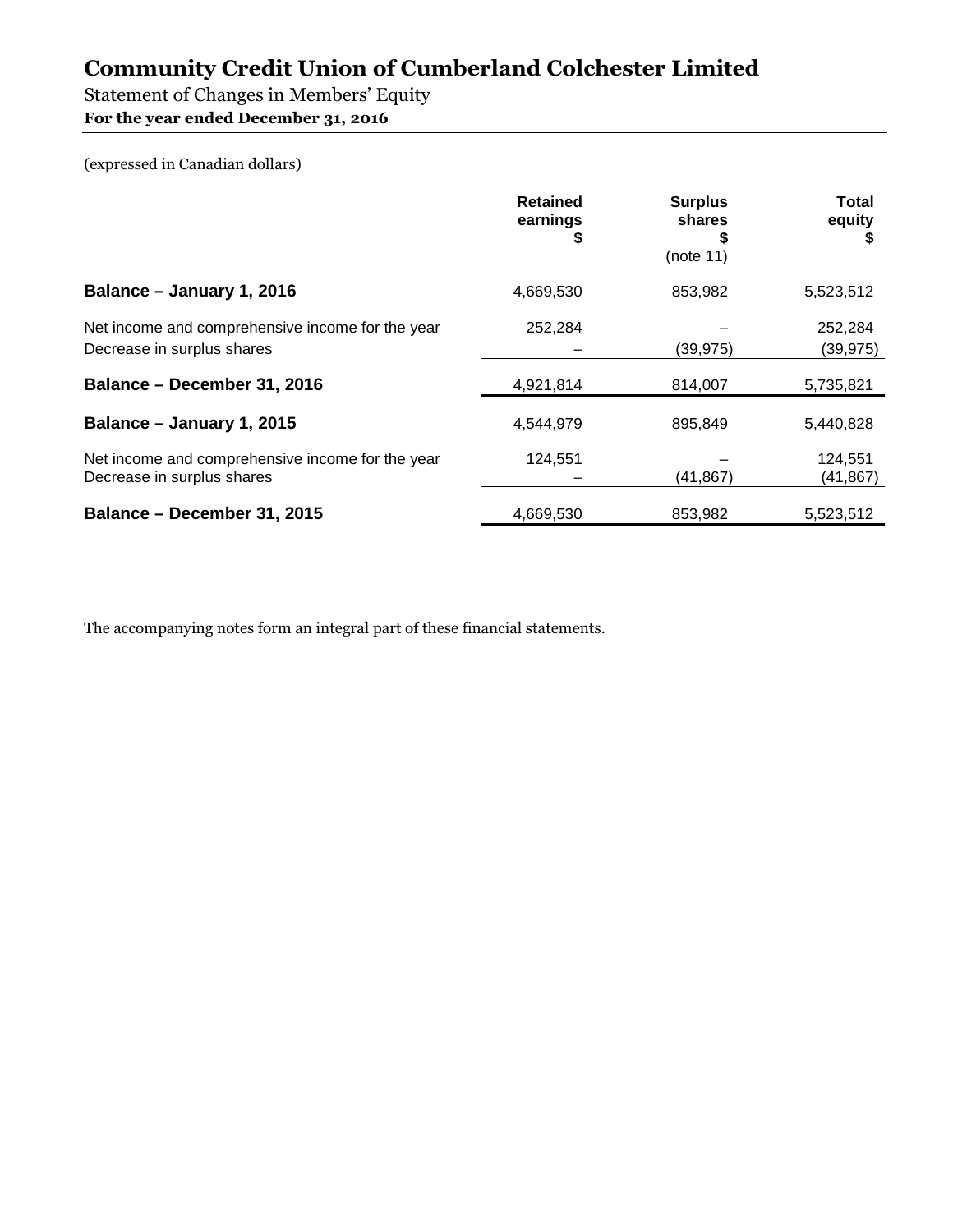# Community Credit Union of Cumberland Colchester Limited

Statement of Changes in Members' Equity
**For the year ended December 31, 2016**

(expressed in Canadian dollars)

| | Retained earnings $ | Surplus shares $ (note 11) | Total equity $ |
|---|---|---|---|
| **Balance – January 1, 2016** | 4,669,530 | 853,982 | 5,523,512 |
| Net income and comprehensive income for the year | 252,284 | – | 252,284 |
| Decrease in surplus shares | – | (39,975) | (39,975) |
| **Balance – December 31, 2016** | 4,921,814 | 814,007 | 5,735,821 |
| **Balance – January 1, 2015** | 4,544,979 | 895,849 | 5,440,828 |
| Net income and comprehensive income for the year | 124,551 | – | 124,551 |
| Decrease in surplus shares | – | (41,867) | (41,867) |
| **Balance – December 31, 2015** | 4,669,530 | 853,982 | 5,523,512 |

The accompanying notes form an integral part of these financial statements.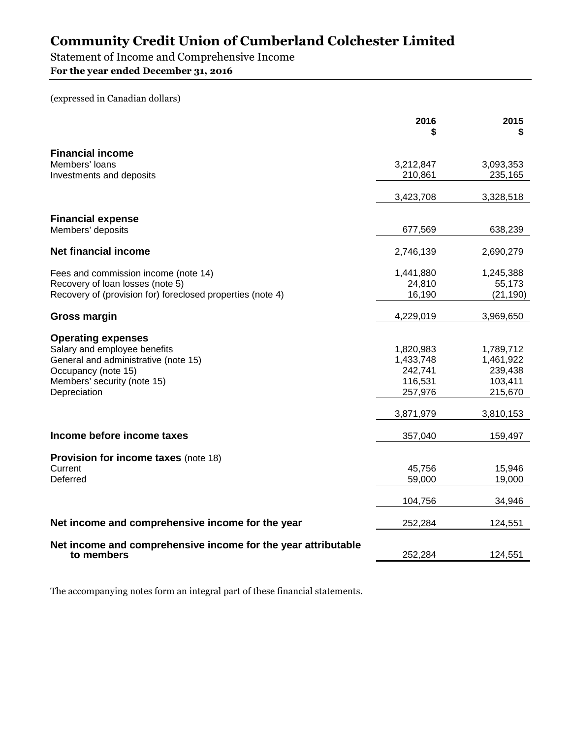# Community Credit Union of Cumberland Colchester Limited

Statement of Income and Comprehensive Income

**For the year ended December 31, 2016**

(expressed in Canadian dollars)

| | 2016 $ | 2015 $ |
|---|---:|---:|
| **Financial income** | | |
| Members' loans | 3,212,847 | 3,093,353 |
| Investments and deposits | 210,861 | 235,165 |
| | 3,423,708 | 3,328,518 |
| **Financial expense** | | |
| Members' deposits | 677,569 | 638,239 |
| **Net financial income** | 2,746,139 | 2,690,279 |
| Fees and commission income (note 14) | 1,441,880 | 1,245,388 |
| Recovery of loan losses (note 5) | 24,810 | 55,173 |
| Recovery of (provision for) foreclosed properties (note 4) | 16,190 | (21,190) |
| **Gross margin** | 4,229,019 | 3,969,650 |
| **Operating expenses** | | |
| Salary and employee benefits | 1,820,983 | 1,789,712 |
| General and administrative (note 15) | 1,433,748 | 1,461,922 |
| Occupancy (note 15) | 242,741 | 239,438 |
| Members' security (note 15) | 116,531 | 103,411 |
| Depreciation | 257,976 | 215,670 |
| | 3,871,979 | 3,810,153 |
| **Income before income taxes** | 357,040 | 159,497 |
| **Provision for income taxes** (note 18) | | |
| Current | 45,756 | 15,946 |
| Deferred | 59,000 | 19,000 |
| | 104,756 | 34,946 |
| **Net income and comprehensive income for the year** | 252,284 | 124,551 |
| **Net income and comprehensive income for the year attributable to members** | 252,284 | 124,551 |

The accompanying notes form an integral part of these financial statements.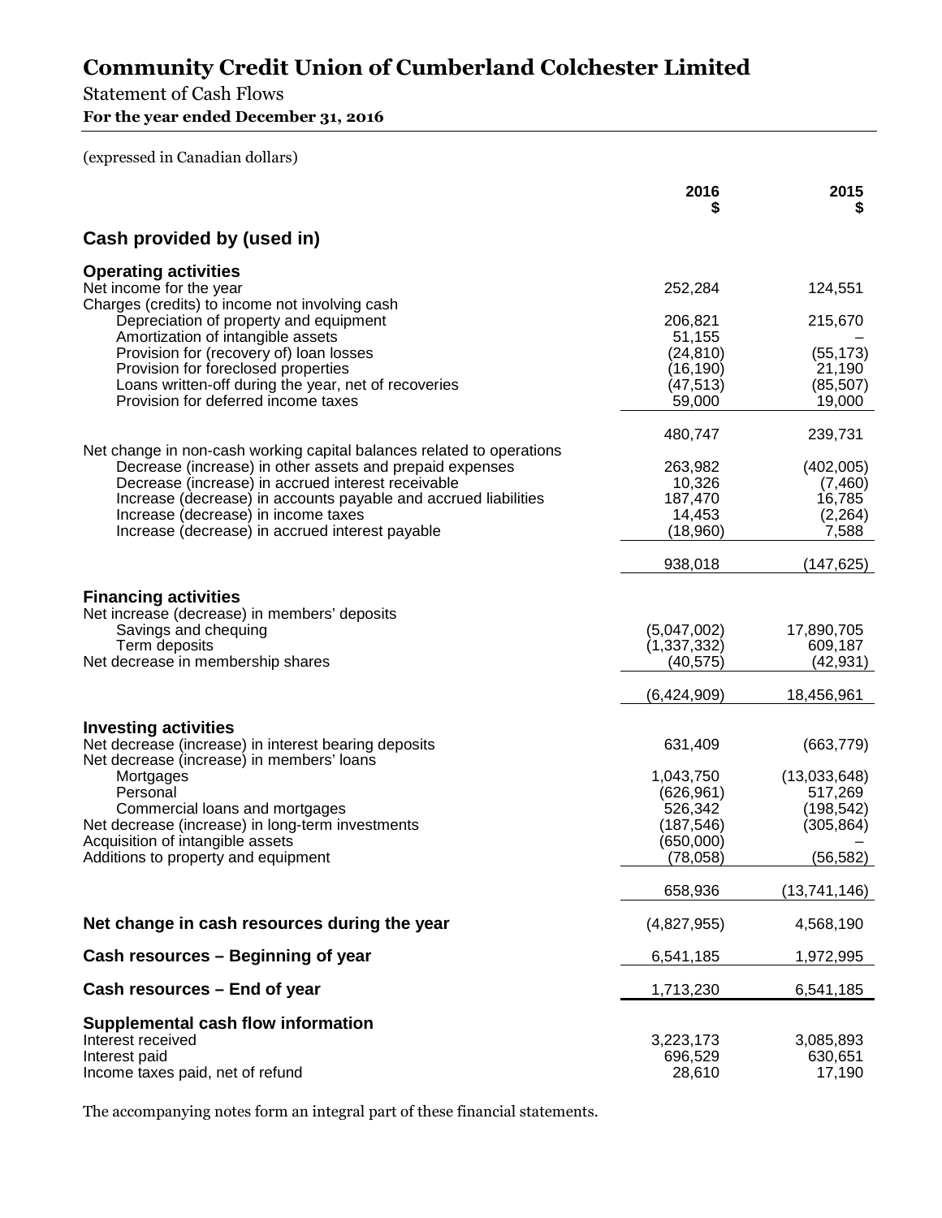# Community Credit Union of Cumberland Colchester Limited

Statement of Cash Flows

**For the year ended December 31, 2016**

(expressed in Canadian dollars)

| | 2016<br>$ | 2015<br>$ |
|---|---|---|
| **Cash provided by (used in)** | | |
| **Operating activities** | | |
| Net income for the year | 252,284 | 124,551 |
| Charges (credits) to income not involving cash | | |
| Depreciation of property and equipment | 206,821 | 215,670 |
| Amortization of intangible assets | 51,155 | – |
| Provision for (recovery of) loan losses | (24,810) | (55,173) |
| Provision for foreclosed properties | (16,190) | 21,190 |
| Loans written-off during the year, net of recoveries | (47,513) | (85,507) |
| Provision for deferred income taxes | 59,000 | 19,000 |
| | 480,747 | 239,731 |
| Net change in non-cash working capital balances related to operations | | |
| Decrease (increase) in other assets and prepaid expenses | 263,982 | (402,005) |
| Decrease (increase) in accrued interest receivable | 10,326 | (7,460) |
| Increase (decrease) in accounts payable and accrued liabilities | 187,470 | 16,785 |
| Increase (decrease) in income taxes | 14,453 | (2,264) |
| Increase (decrease) in accrued interest payable | (18,960) | 7,588 |
| | 938,018 | (147,625) |
| **Financing activities** | | |
| Net increase (decrease) in members' deposits | | |
| Savings and chequing | (5,047,002) | 17,890,705 |
| Term deposits | (1,337,332) | 609,187 |
| Net decrease in membership shares | (40,575) | (42,931) |
| | (6,424,909) | 18,456,961 |
| **Investing activities** | | |
| Net decrease (increase) in interest bearing deposits | 631,409 | (663,779) |
| Net decrease (increase) in members' loans | | |
| Mortgages | 1,043,750 | (13,033,648) |
| Personal | (626,961) | 517,269 |
| Commercial loans and mortgages | 526,342 | (198,542) |
| Net decrease (increase) in long-term investments | (187,546) | (305,864) |
| Acquisition of intangible assets | (650,000) | – |
| Additions to property and equipment | (78,058) | (56,582) |
| | 658,936 | (13,741,146) |
| **Net change in cash resources during the year** | (4,827,955) | 4,568,190 |
| **Cash resources – Beginning of year** | 6,541,185 | 1,972,995 |
| **Cash resources – End of year** | 1,713,230 | 6,541,185 |
| **Supplemental cash flow information** | | |
| Interest received | 3,223,173 | 3,085,893 |
| Interest paid | 696,529 | 630,651 |
| Income taxes paid, net of refund | 28,610 | 17,190 |

The accompanying notes form an integral part of these financial statements.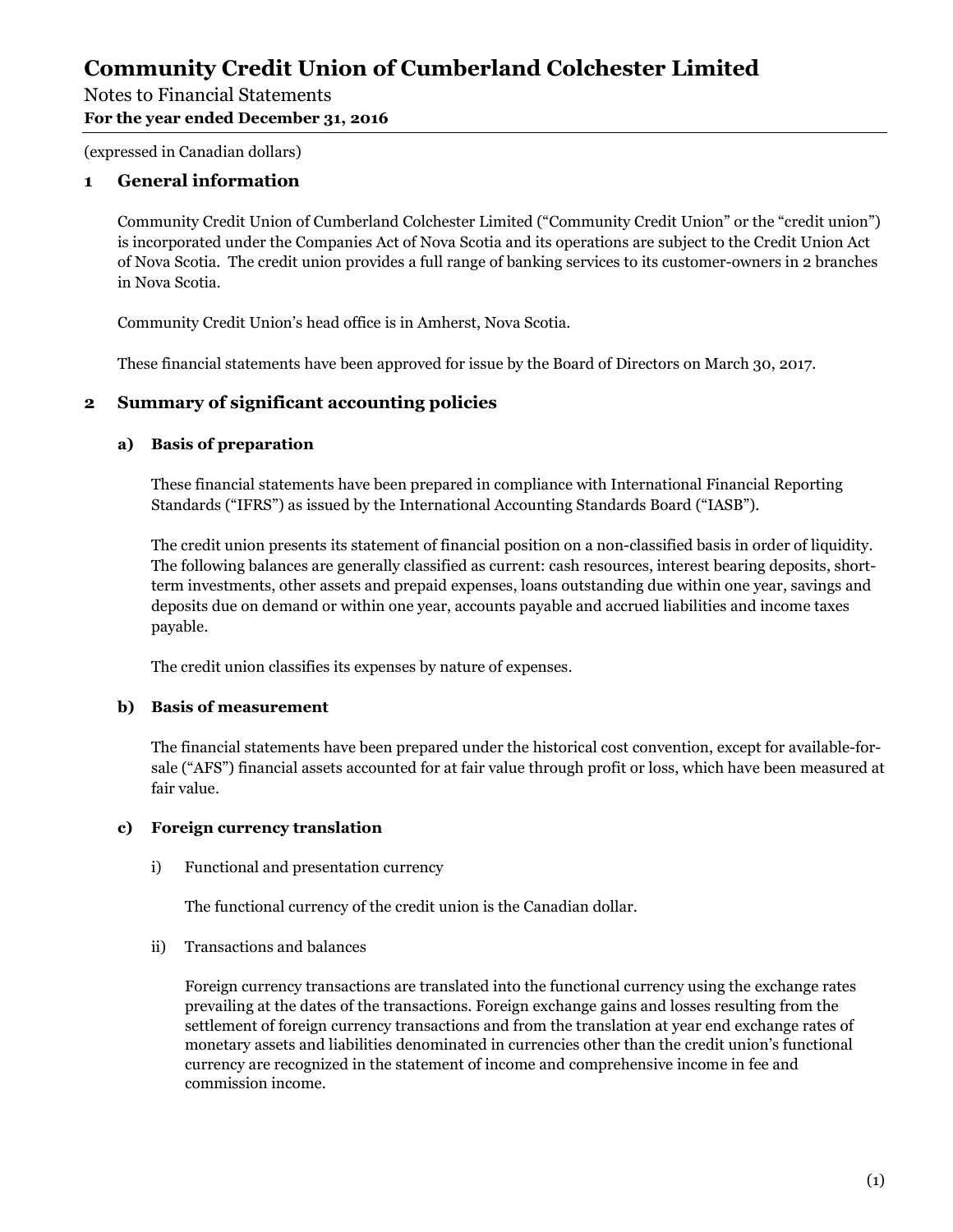# Community Credit Union of Cumberland Colchester Limited

Notes to Financial Statements
**For the year ended December 31, 2016**

(expressed in Canadian dollars)

## 1 General information

Community Credit Union of Cumberland Colchester Limited ("Community Credit Union" or the "credit union") is incorporated under the Companies Act of Nova Scotia and its operations are subject to the Credit Union Act of Nova Scotia. The credit union provides a full range of banking services to its customer-owners in 2 branches in Nova Scotia.

Community Credit Union's head office is in Amherst, Nova Scotia.

These financial statements have been approved for issue by the Board of Directors on March 30, 2017.

## 2 Summary of significant accounting policies

### a) Basis of preparation

These financial statements have been prepared in compliance with International Financial Reporting Standards ("IFRS") as issued by the International Accounting Standards Board ("IASB").

The credit union presents its statement of financial position on a non-classified basis in order of liquidity. The following balances are generally classified as current: cash resources, interest bearing deposits, short-term investments, other assets and prepaid expenses, loans outstanding due within one year, savings and deposits due on demand or within one year, accounts payable and accrued liabilities and income taxes payable.

The credit union classifies its expenses by nature of expenses.

### b) Basis of measurement

The financial statements have been prepared under the historical cost convention, except for available-for-sale ("AFS") financial assets accounted for at fair value through profit or loss, which have been measured at fair value.

### c) Foreign currency translation

i) Functional and presentation currency

The functional currency of the credit union is the Canadian dollar.

ii) Transactions and balances

Foreign currency transactions are translated into the functional currency using the exchange rates prevailing at the dates of the transactions. Foreign exchange gains and losses resulting from the settlement of foreign currency transactions and from the translation at year end exchange rates of monetary assets and liabilities denominated in currencies other than the credit union's functional currency are recognized in the statement of income and comprehensive income in fee and commission income.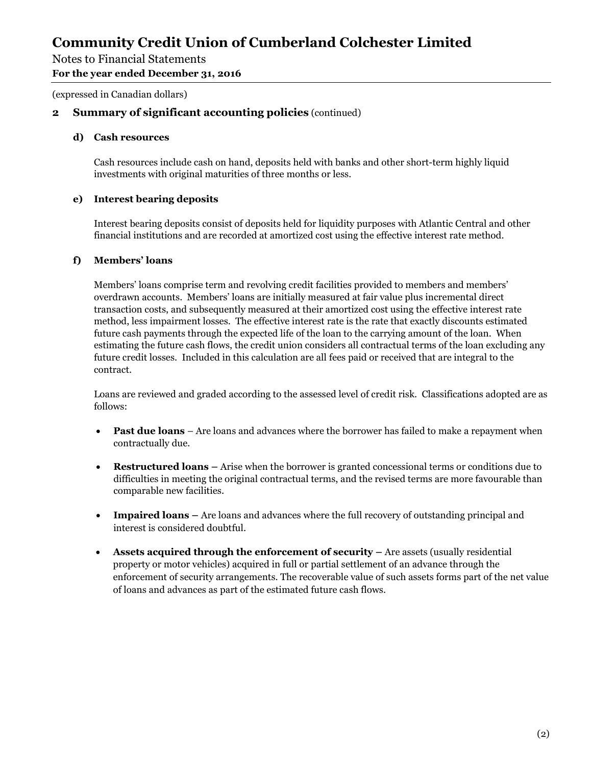(expressed in Canadian dollars)

## 2 Summary of significant accounting policies (continued)

### d) Cash resources

Cash resources include cash on hand, deposits held with banks and other short-term highly liquid investments with original maturities of three months or less.

### e) Interest bearing deposits

Interest bearing deposits consist of deposits held for liquidity purposes with Atlantic Central and other financial institutions and are recorded at amortized cost using the effective interest rate method.

### f) Members' loans

Members' loans comprise term and revolving credit facilities provided to members and members' overdrawn accounts. Members' loans are initially measured at fair value plus incremental direct transaction costs, and subsequently measured at their amortized cost using the effective interest rate method, less impairment losses. The effective interest rate is the rate that exactly discounts estimated future cash payments through the expected life of the loan to the carrying amount of the loan. When estimating the future cash flows, the credit union considers all contractual terms of the loan excluding any future credit losses. Included in this calculation are all fees paid or received that are integral to the contract.

Loans are reviewed and graded according to the assessed level of credit risk. Classifications adopted are as follows:

- **Past due loans** – Are loans and advances where the borrower has failed to make a repayment when contractually due.
- **Restructured loans –** Arise when the borrower is granted concessional terms or conditions due to difficulties in meeting the original contractual terms, and the revised terms are more favourable than comparable new facilities.
- **Impaired loans –** Are loans and advances where the full recovery of outstanding principal and interest is considered doubtful.
- **Assets acquired through the enforcement of security –** Are assets (usually residential property or motor vehicles) acquired in full or partial settlement of an advance through the enforcement of security arrangements. The recoverable value of such assets forms part of the net value of loans and advances as part of the estimated future cash flows.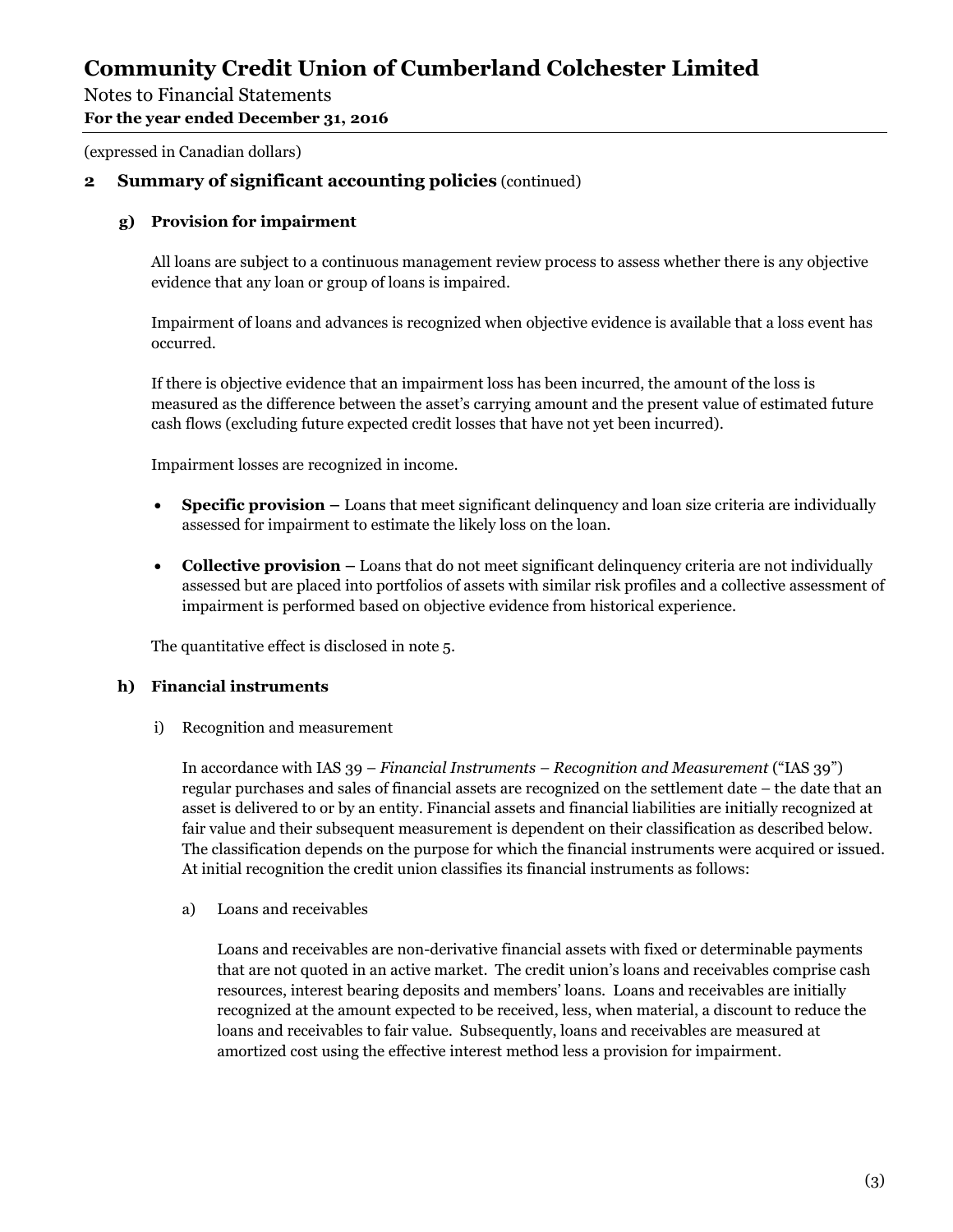(expressed in Canadian dollars)

## 2 Summary of significant accounting policies (continued)

### g) Provision for impairment

All loans are subject to a continuous management review process to assess whether there is any objective evidence that any loan or group of loans is impaired.

Impairment of loans and advances is recognized when objective evidence is available that a loss event has occurred.

If there is objective evidence that an impairment loss has been incurred, the amount of the loss is measured as the difference between the asset's carrying amount and the present value of estimated future cash flows (excluding future expected credit losses that have not yet been incurred).

Impairment losses are recognized in income.

- **Specific provision –** Loans that meet significant delinquency and loan size criteria are individually assessed for impairment to estimate the likely loss on the loan.
- **Collective provision –** Loans that do not meet significant delinquency criteria are not individually assessed but are placed into portfolios of assets with similar risk profiles and a collective assessment of impairment is performed based on objective evidence from historical experience.

The quantitative effect is disclosed in note 5.

### h) Financial instruments

i) Recognition and measurement

In accordance with IAS 39 – *Financial Instruments – Recognition and Measurement* ("IAS 39") regular purchases and sales of financial assets are recognized on the settlement date – the date that an asset is delivered to or by an entity. Financial assets and financial liabilities are initially recognized at fair value and their subsequent measurement is dependent on their classification as described below. The classification depends on the purpose for which the financial instruments were acquired or issued. At initial recognition the credit union classifies its financial instruments as follows:

a) Loans and receivables

Loans and receivables are non-derivative financial assets with fixed or determinable payments that are not quoted in an active market. The credit union's loans and receivables comprise cash resources, interest bearing deposits and members' loans. Loans and receivables are initially recognized at the amount expected to be received, less, when material, a discount to reduce the loans and receivables to fair value. Subsequently, loans and receivables are measured at amortized cost using the effective interest method less a provision for impairment.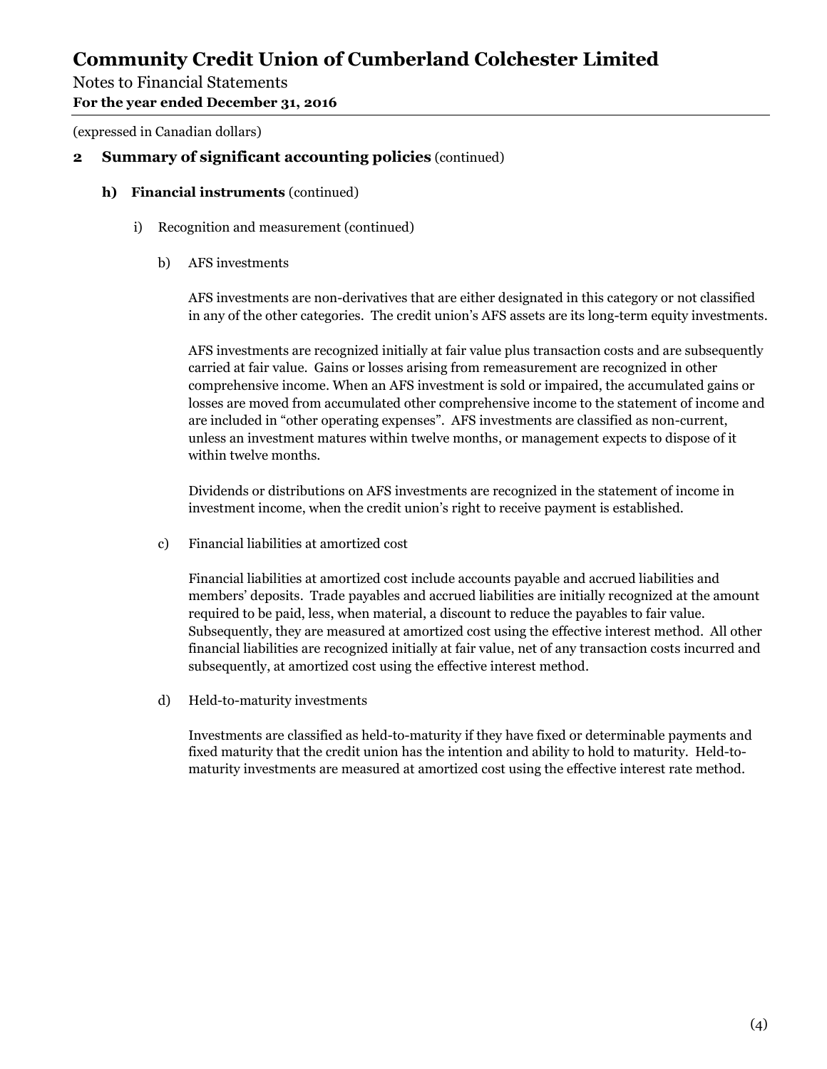(expressed in Canadian dollars)

## 2 Summary of significant accounting policies (continued)

### h) Financial instruments (continued)

i) Recognition and measurement (continued)

b) AFS investments

AFS investments are non-derivatives that are either designated in this category or not classified in any of the other categories. The credit union's AFS assets are its long-term equity investments.

AFS investments are recognized initially at fair value plus transaction costs and are subsequently carried at fair value. Gains or losses arising from remeasurement are recognized in other comprehensive income. When an AFS investment is sold or impaired, the accumulated gains or losses are moved from accumulated other comprehensive income to the statement of income and are included in "other operating expenses". AFS investments are classified as non-current, unless an investment matures within twelve months, or management expects to dispose of it within twelve months.

Dividends or distributions on AFS investments are recognized in the statement of income in investment income, when the credit union's right to receive payment is established.

c) Financial liabilities at amortized cost

Financial liabilities at amortized cost include accounts payable and accrued liabilities and members' deposits. Trade payables and accrued liabilities are initially recognized at the amount required to be paid, less, when material, a discount to reduce the payables to fair value. Subsequently, they are measured at amortized cost using the effective interest method. All other financial liabilities are recognized initially at fair value, net of any transaction costs incurred and subsequently, at amortized cost using the effective interest method.

d) Held-to-maturity investments

Investments are classified as held-to-maturity if they have fixed or determinable payments and fixed maturity that the credit union has the intention and ability to hold to maturity. Held-to-maturity investments are measured at amortized cost using the effective interest rate method.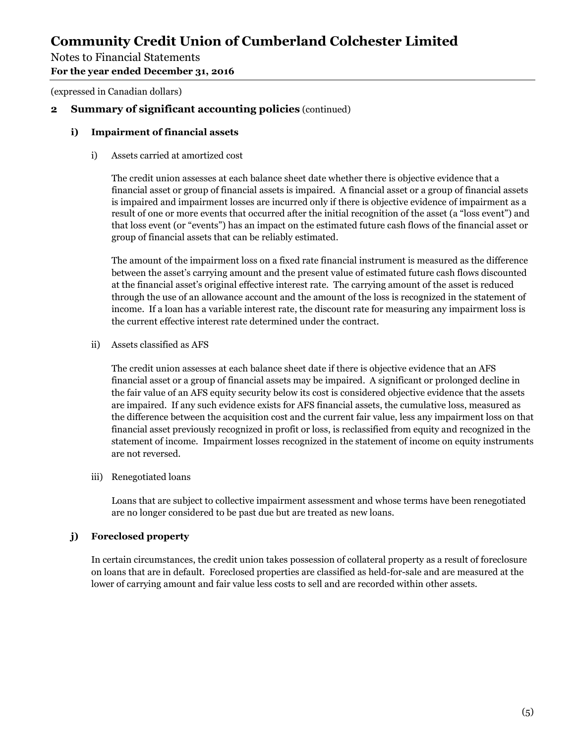# Community Credit Union of Cumberland Colchester Limited

Notes to Financial Statements
**For the year ended December 31, 2016**

(expressed in Canadian dollars)

## 2 Summary of significant accounting policies (continued)

### i) Impairment of financial assets

i) Assets carried at amortized cost

The credit union assesses at each balance sheet date whether there is objective evidence that a financial asset or group of financial assets is impaired. A financial asset or a group of financial assets is impaired and impairment losses are incurred only if there is objective evidence of impairment as a result of one or more events that occurred after the initial recognition of the asset (a "loss event") and that loss event (or "events") has an impact on the estimated future cash flows of the financial asset or group of financial assets that can be reliably estimated.

The amount of the impairment loss on a fixed rate financial instrument is measured as the difference between the asset's carrying amount and the present value of estimated future cash flows discounted at the financial asset's original effective interest rate. The carrying amount of the asset is reduced through the use of an allowance account and the amount of the loss is recognized in the statement of income. If a loan has a variable interest rate, the discount rate for measuring any impairment loss is the current effective interest rate determined under the contract.

ii) Assets classified as AFS

The credit union assesses at each balance sheet date if there is objective evidence that an AFS financial asset or a group of financial assets may be impaired. A significant or prolonged decline in the fair value of an AFS equity security below its cost is considered objective evidence that the assets are impaired. If any such evidence exists for AFS financial assets, the cumulative loss, measured as the difference between the acquisition cost and the current fair value, less any impairment loss on that financial asset previously recognized in profit or loss, is reclassified from equity and recognized in the statement of income. Impairment losses recognized in the statement of income on equity instruments are not reversed.

iii) Renegotiated loans

Loans that are subject to collective impairment assessment and whose terms have been renegotiated are no longer considered to be past due but are treated as new loans.

### j) Foreclosed property

In certain circumstances, the credit union takes possession of collateral property as a result of foreclosure on loans that are in default. Foreclosed properties are classified as held-for-sale and are measured at the lower of carrying amount and fair value less costs to sell and are recorded within other assets.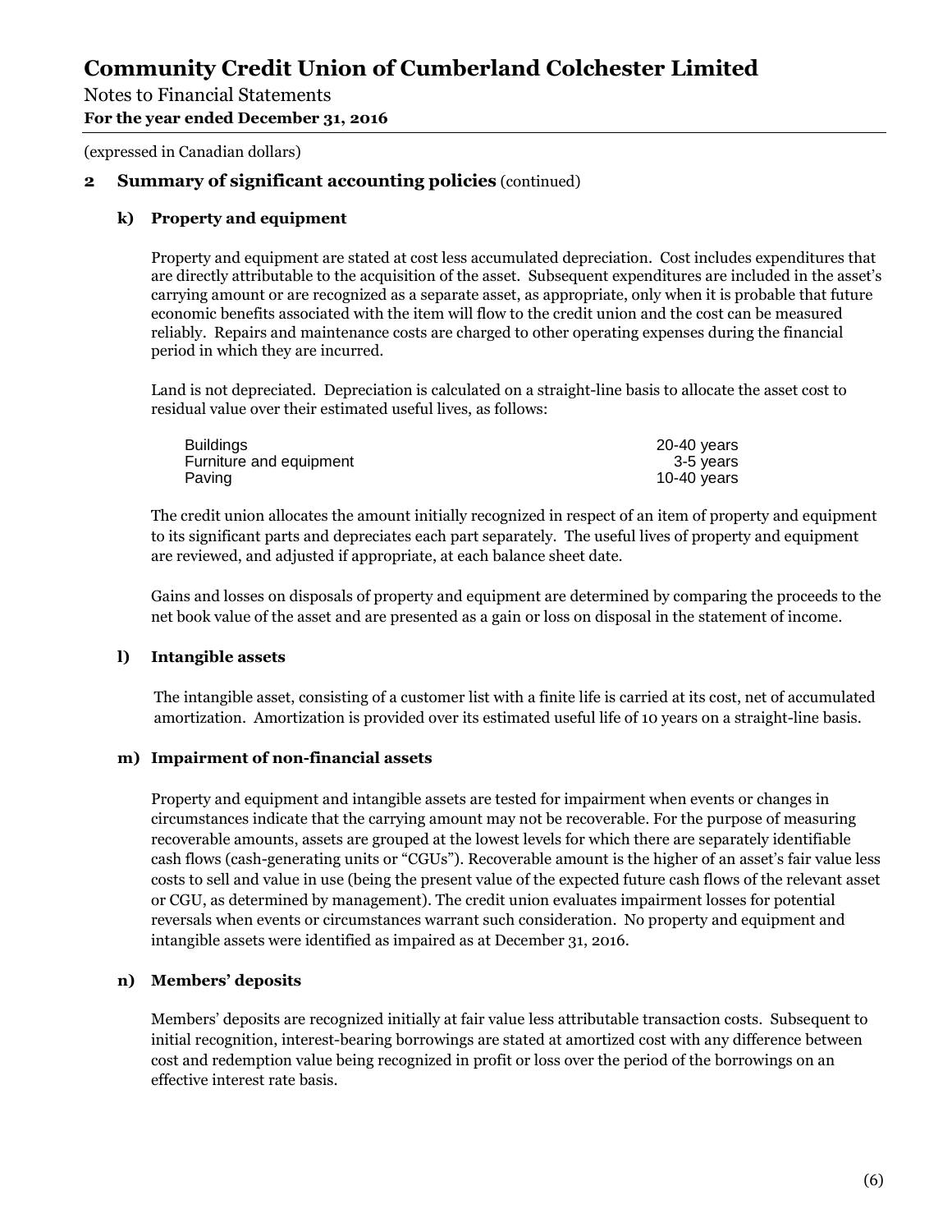# Community Credit Union of Cumberland Colchester Limited

Notes to Financial Statements
**For the year ended December 31, 2016**

(expressed in Canadian dollars)

## 2 Summary of significant accounting policies (continued)

### k) Property and equipment

Property and equipment are stated at cost less accumulated depreciation. Cost includes expenditures that are directly attributable to the acquisition of the asset. Subsequent expenditures are included in the asset's carrying amount or are recognized as a separate asset, as appropriate, only when it is probable that future economic benefits associated with the item will flow to the credit union and the cost can be measured reliably. Repairs and maintenance costs are charged to other operating expenses during the financial period in which they are incurred.

Land is not depreciated. Depreciation is calculated on a straight-line basis to allocate the asset cost to residual value over their estimated useful lives, as follows:

| | |
|---|---|
| Buildings | 20-40 years |
| Furniture and equipment | 3-5 years |
| Paving | 10-40 years |

The credit union allocates the amount initially recognized in respect of an item of property and equipment to its significant parts and depreciates each part separately. The useful lives of property and equipment are reviewed, and adjusted if appropriate, at each balance sheet date.

Gains and losses on disposals of property and equipment are determined by comparing the proceeds to the net book value of the asset and are presented as a gain or loss on disposal in the statement of income.

### l) Intangible assets

The intangible asset, consisting of a customer list with a finite life is carried at its cost, net of accumulated amortization. Amortization is provided over its estimated useful life of 10 years on a straight-line basis.

### m) Impairment of non-financial assets

Property and equipment and intangible assets are tested for impairment when events or changes in circumstances indicate that the carrying amount may not be recoverable. For the purpose of measuring recoverable amounts, assets are grouped at the lowest levels for which there are separately identifiable cash flows (cash-generating units or "CGUs"). Recoverable amount is the higher of an asset's fair value less costs to sell and value in use (being the present value of the expected future cash flows of the relevant asset or CGU, as determined by management). The credit union evaluates impairment losses for potential reversals when events or circumstances warrant such consideration. No property and equipment and intangible assets were identified as impaired as at December 31, 2016.

### n) Members' deposits

Members' deposits are recognized initially at fair value less attributable transaction costs. Subsequent to initial recognition, interest-bearing borrowings are stated at amortized cost with any difference between cost and redemption value being recognized in profit or loss over the period of the borrowings on an effective interest rate basis.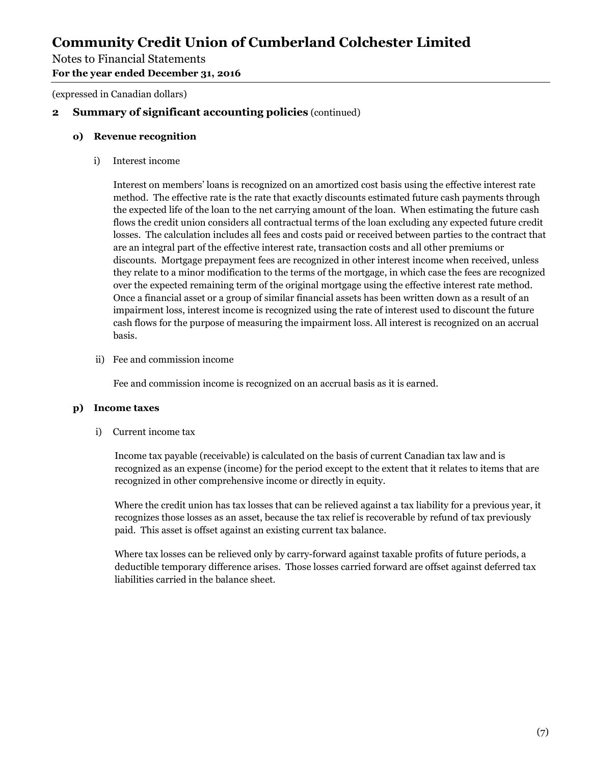# Community Credit Union of Cumberland Colchester Limited

Notes to Financial Statements

**For the year ended December 31, 2016**

(expressed in Canadian dollars)

## 2 Summary of significant accounting policies (continued)

### o) Revenue recognition

i) Interest income

Interest on members' loans is recognized on an amortized cost basis using the effective interest rate method. The effective rate is the rate that exactly discounts estimated future cash payments through the expected life of the loan to the net carrying amount of the loan. When estimating the future cash flows the credit union considers all contractual terms of the loan excluding any expected future credit losses. The calculation includes all fees and costs paid or received between parties to the contract that are an integral part of the effective interest rate, transaction costs and all other premiums or discounts. Mortgage prepayment fees are recognized in other interest income when received, unless they relate to a minor modification to the terms of the mortgage, in which case the fees are recognized over the expected remaining term of the original mortgage using the effective interest rate method. Once a financial asset or a group of similar financial assets has been written down as a result of an impairment loss, interest income is recognized using the rate of interest used to discount the future cash flows for the purpose of measuring the impairment loss. All interest is recognized on an accrual basis.

ii) Fee and commission income

Fee and commission income is recognized on an accrual basis as it is earned.

### p) Income taxes

i) Current income tax

Income tax payable (receivable) is calculated on the basis of current Canadian tax law and is recognized as an expense (income) for the period except to the extent that it relates to items that are recognized in other comprehensive income or directly in equity.

Where the credit union has tax losses that can be relieved against a tax liability for a previous year, it recognizes those losses as an asset, because the tax relief is recoverable by refund of tax previously paid. This asset is offset against an existing current tax balance.

Where tax losses can be relieved only by carry-forward against taxable profits of future periods, a deductible temporary difference arises. Those losses carried forward are offset against deferred tax liabilities carried in the balance sheet.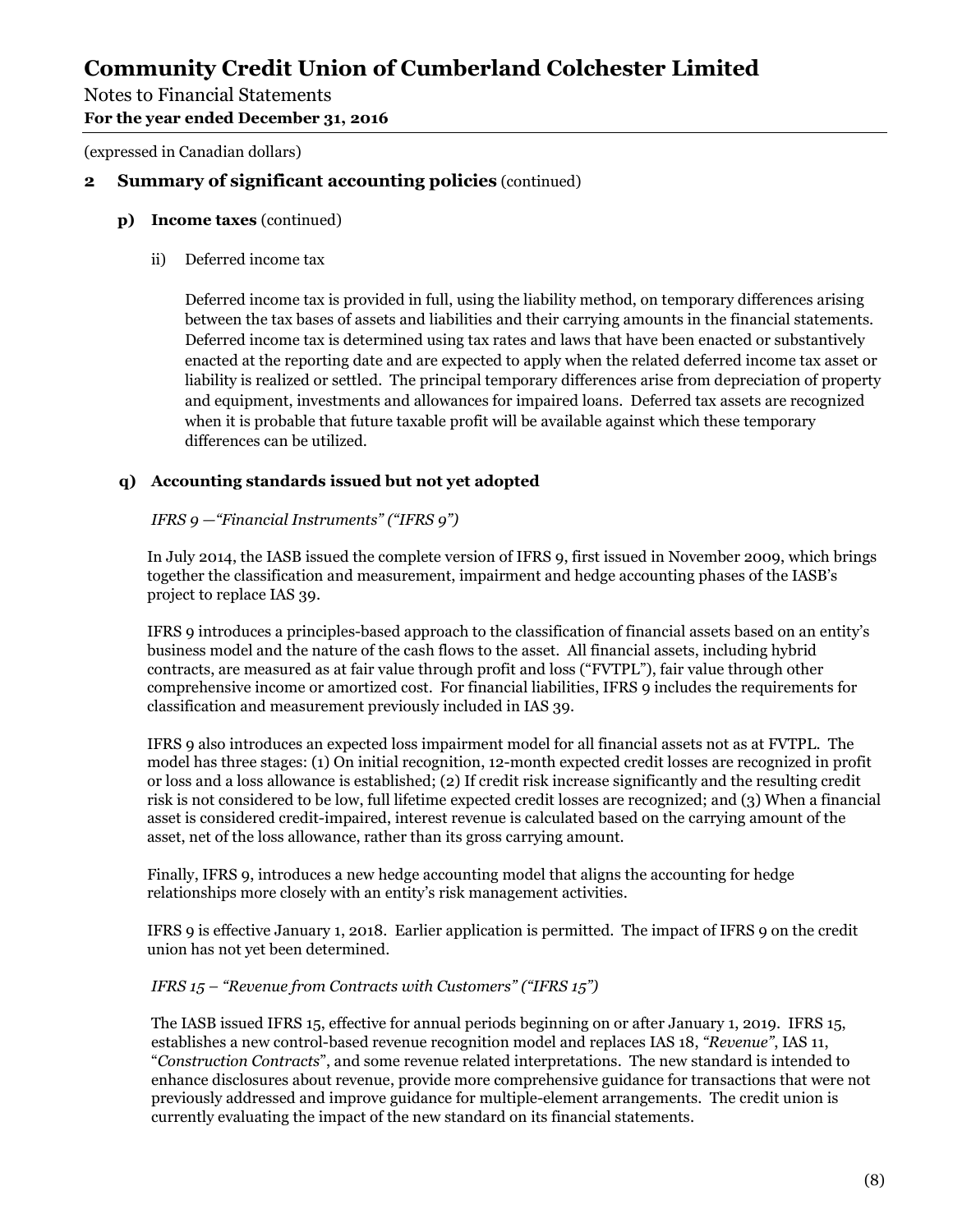(expressed in Canadian dollars)

## 2 Summary of significant accounting policies (continued)

### p) Income taxes (continued)

ii) Deferred income tax

Deferred income tax is provided in full, using the liability method, on temporary differences arising between the tax bases of assets and liabilities and their carrying amounts in the financial statements. Deferred income tax is determined using tax rates and laws that have been enacted or substantively enacted at the reporting date and are expected to apply when the related deferred income tax asset or liability is realized or settled. The principal temporary differences arise from depreciation of property and equipment, investments and allowances for impaired loans. Deferred tax assets are recognized when it is probable that future taxable profit will be available against which these temporary differences can be utilized.

### q) Accounting standards issued but not yet adopted

*IFRS 9 —"Financial Instruments" ("IFRS 9")*

In July 2014, the IASB issued the complete version of IFRS 9, first issued in November 2009, which brings together the classification and measurement, impairment and hedge accounting phases of the IASB's project to replace IAS 39.

IFRS 9 introduces a principles-based approach to the classification of financial assets based on an entity's business model and the nature of the cash flows to the asset. All financial assets, including hybrid contracts, are measured as at fair value through profit and loss ("FVTPL"), fair value through other comprehensive income or amortized cost. For financial liabilities, IFRS 9 includes the requirements for classification and measurement previously included in IAS 39.

IFRS 9 also introduces an expected loss impairment model for all financial assets not as at FVTPL. The model has three stages: (1) On initial recognition, 12-month expected credit losses are recognized in profit or loss and a loss allowance is established; (2) If credit risk increase significantly and the resulting credit risk is not considered to be low, full lifetime expected credit losses are recognized; and (3) When a financial asset is considered credit-impaired, interest revenue is calculated based on the carrying amount of the asset, net of the loss allowance, rather than its gross carrying amount.

Finally, IFRS 9, introduces a new hedge accounting model that aligns the accounting for hedge relationships more closely with an entity's risk management activities.

IFRS 9 is effective January 1, 2018. Earlier application is permitted. The impact of IFRS 9 on the credit union has not yet been determined.

*IFRS 15 – "Revenue from Contracts with Customers" ("IFRS 15")*

The IASB issued IFRS 15, effective for annual periods beginning on or after January 1, 2019. IFRS 15, establishes a new control-based revenue recognition model and replaces IAS 18, *"Revenue"*, IAS 11, "*Construction Contracts*", and some revenue related interpretations. The new standard is intended to enhance disclosures about revenue, provide more comprehensive guidance for transactions that were not previously addressed and improve guidance for multiple-element arrangements. The credit union is currently evaluating the impact of the new standard on its financial statements.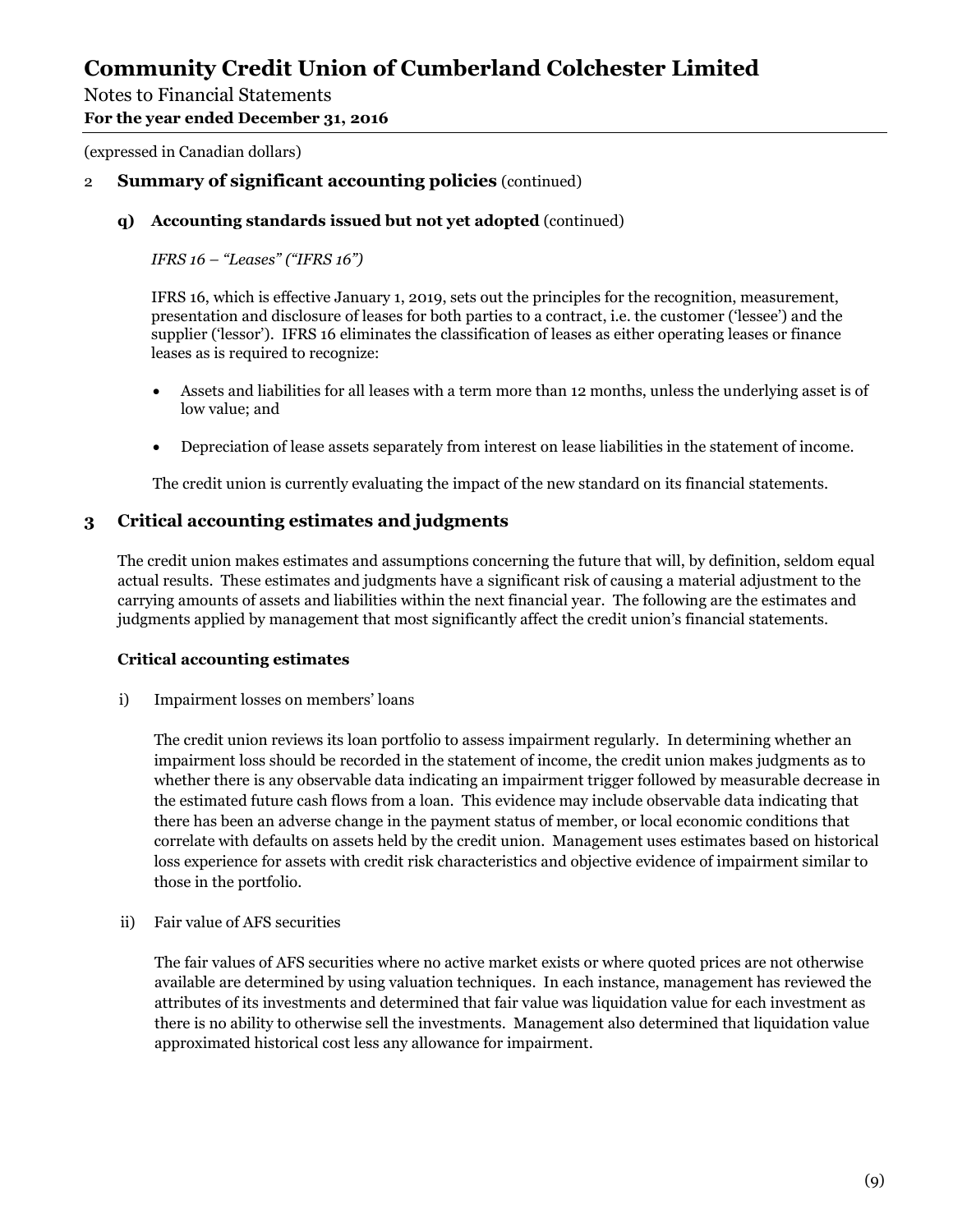(expressed in Canadian dollars)

## 2 Summary of significant accounting policies (continued)

### q) Accounting standards issued but not yet adopted (continued)

*IFRS 16 – "Leases" ("IFRS 16")*

IFRS 16, which is effective January 1, 2019, sets out the principles for the recognition, measurement, presentation and disclosure of leases for both parties to a contract, i.e. the customer ('lessee') and the supplier ('lessor'). IFRS 16 eliminates the classification of leases as either operating leases or finance leases as is required to recognize:

- Assets and liabilities for all leases with a term more than 12 months, unless the underlying asset is of low value; and
- Depreciation of lease assets separately from interest on lease liabilities in the statement of income.

The credit union is currently evaluating the impact of the new standard on its financial statements.

## 3 Critical accounting estimates and judgments

The credit union makes estimates and assumptions concerning the future that will, by definition, seldom equal actual results. These estimates and judgments have a significant risk of causing a material adjustment to the carrying amounts of assets and liabilities within the next financial year. The following are the estimates and judgments applied by management that most significantly affect the credit union's financial statements.

**Critical accounting estimates**

i) Impairment losses on members' loans

The credit union reviews its loan portfolio to assess impairment regularly. In determining whether an impairment loss should be recorded in the statement of income, the credit union makes judgments as to whether there is any observable data indicating an impairment trigger followed by measurable decrease in the estimated future cash flows from a loan. This evidence may include observable data indicating that there has been an adverse change in the payment status of member, or local economic conditions that correlate with defaults on assets held by the credit union. Management uses estimates based on historical loss experience for assets with credit risk characteristics and objective evidence of impairment similar to those in the portfolio.

ii) Fair value of AFS securities

The fair values of AFS securities where no active market exists or where quoted prices are not otherwise available are determined by using valuation techniques. In each instance, management has reviewed the attributes of its investments and determined that fair value was liquidation value for each investment as there is no ability to otherwise sell the investments. Management also determined that liquidation value approximated historical cost less any allowance for impairment.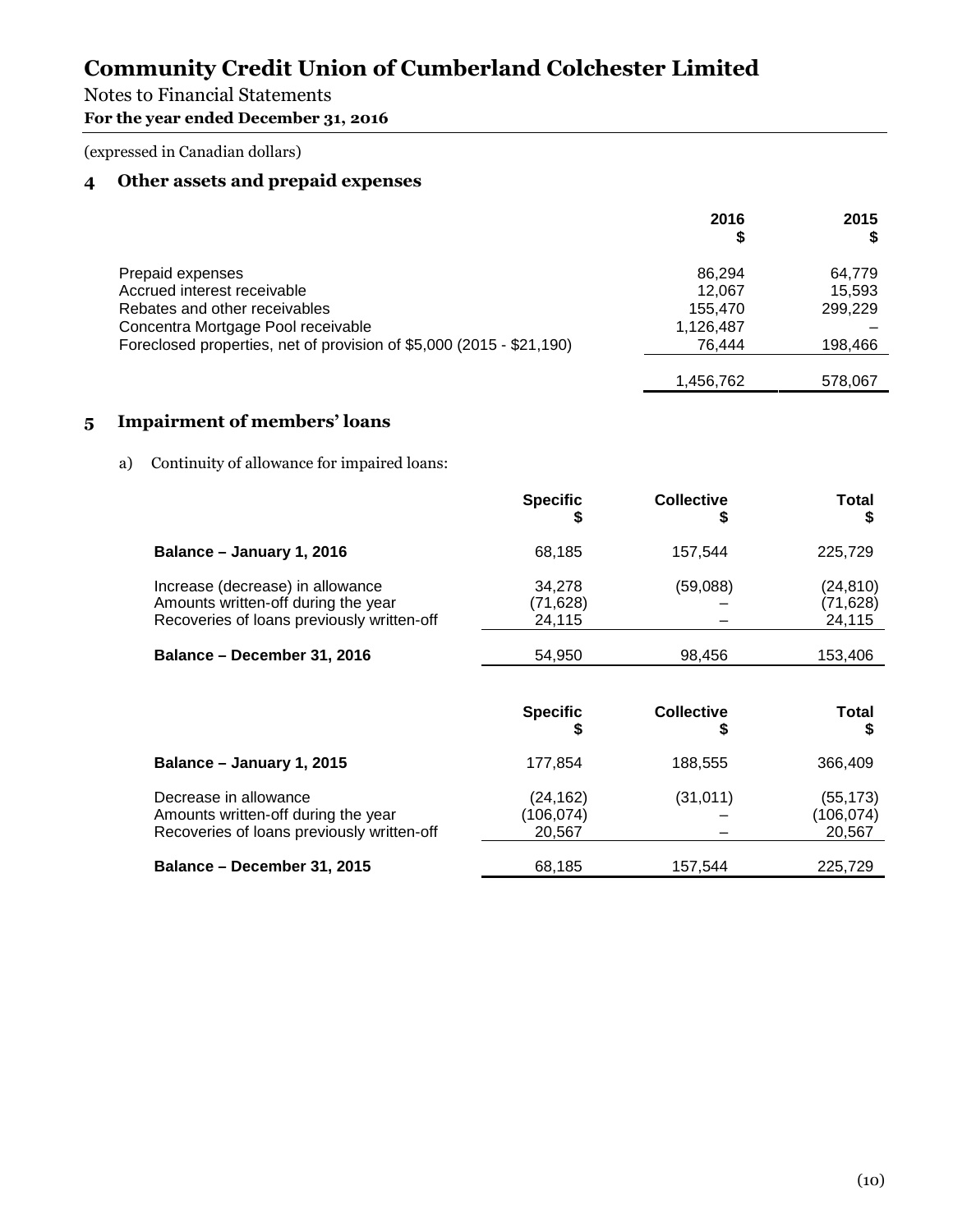# Community Credit Union of Cumberland Colchester Limited

Notes to Financial Statements
**For the year ended December 31, 2016**

(expressed in Canadian dollars)

## 4 Other assets and prepaid expenses

| | 2016<br>$ | 2015<br>$ |
|---|---|---|
| Prepaid expenses | 86,294 | 64,779 |
| Accrued interest receivable | 12,067 | 15,593 |
| Rebates and other receivables | 155,470 | 299,229 |
| Concentra Mortgage Pool receivable | 1,126,487 | – |
| Foreclosed properties, net of provision of $5,000 (2015 - $21,190) | 76,444 | 198,466 |
| | 1,456,762 | 578,067 |

## 5 Impairment of members' loans

a) Continuity of allowance for impaired loans:

| | Specific<br>$ | Collective<br>$ | Total<br>$ |
|---|---|---|---|
| **Balance – January 1, 2016** | 68,185 | 157,544 | 225,729 |
| Increase (decrease) in allowance | 34,278 | (59,088) | (24,810) |
| Amounts written-off during the year | (71,628) | – | (71,628) |
| Recoveries of loans previously written-off | 24,115 | – | 24,115 |
| **Balance – December 31, 2016** | 54,950 | 98,456 | 153,406 |

| | Specific<br>$ | Collective<br>$ | Total<br>$ |
|---|---|---|---|
| **Balance – January 1, 2015** | 177,854 | 188,555 | 366,409 |
| Decrease in allowance | (24,162) | (31,011) | (55,173) |
| Amounts written-off during the year | (106,074) | – | (106,074) |
| Recoveries of loans previously written-off | 20,567 | – | 20,567 |
| **Balance – December 31, 2015** | 68,185 | 157,544 | 225,729 |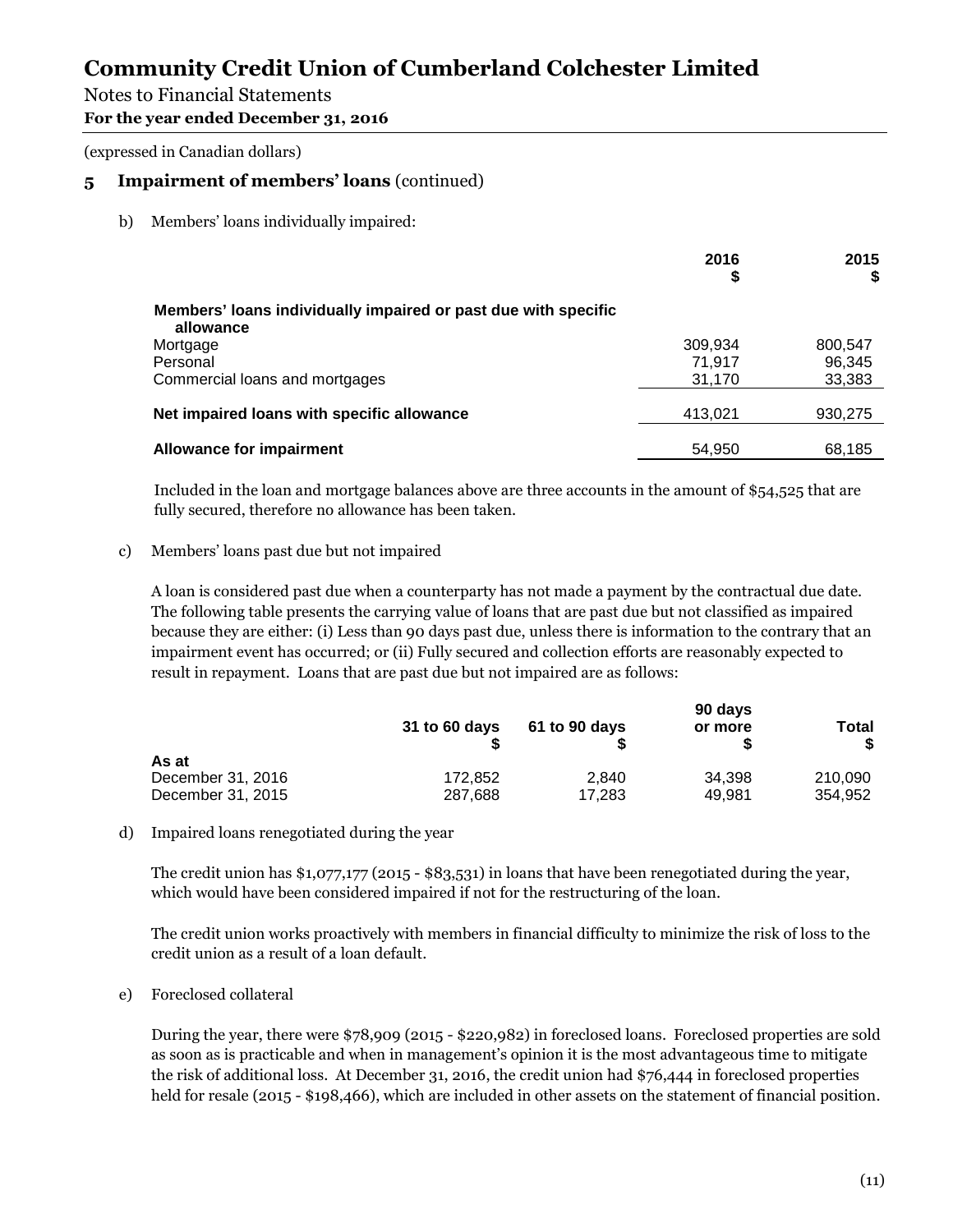# Community Credit Union of Cumberland Colchester Limited

Notes to Financial Statements
**For the year ended December 31, 2016**

(expressed in Canadian dollars)

## 5 Impairment of members' loans (continued)

b) Members' loans individually impaired:

| | 2016 $ | 2015 $ |
|---|---|---|
| **Members' loans individually impaired or past due with specific allowance** | | |
| Mortgage | 309,934 | 800,547 |
| Personal | 71,917 | 96,345 |
| Commercial loans and mortgages | 31,170 | 33,383 |
| **Net impaired loans with specific allowance** | 413,021 | 930,275 |
| **Allowance for impairment** | 54,950 | 68,185 |

Included in the loan and mortgage balances above are three accounts in the amount of $54,525 that are fully secured, therefore no allowance has been taken.

c) Members' loans past due but not impaired

A loan is considered past due when a counterparty has not made a payment by the contractual due date. The following table presents the carrying value of loans that are past due but not classified as impaired because they are either: (i) Less than 90 days past due, unless there is information to the contrary that an impairment event has occurred; or (ii) Fully secured and collection efforts are reasonably expected to result in repayment. Loans that are past due but not impaired are as follows:

| As at | 31 to 60 days $ | 61 to 90 days $ | 90 days or more $ | Total $ |
|---|---|---|---|---|
| December 31, 2016 | 172,852 | 2,840 | 34,398 | 210,090 |
| December 31, 2015 | 287,688 | 17,283 | 49,981 | 354,952 |

d) Impaired loans renegotiated during the year

The credit union has $1,077,177 (2015 - $83,531) in loans that have been renegotiated during the year, which would have been considered impaired if not for the restructuring of the loan.

The credit union works proactively with members in financial difficulty to minimize the risk of loss to the credit union as a result of a loan default.

e) Foreclosed collateral

During the year, there were $78,909 (2015 - $220,982) in foreclosed loans. Foreclosed properties are sold as soon as is practicable and when in management's opinion it is the most advantageous time to mitigate the risk of additional loss. At December 31, 2016, the credit union had $76,444 in foreclosed properties held for resale (2015 - $198,466), which are included in other assets on the statement of financial position.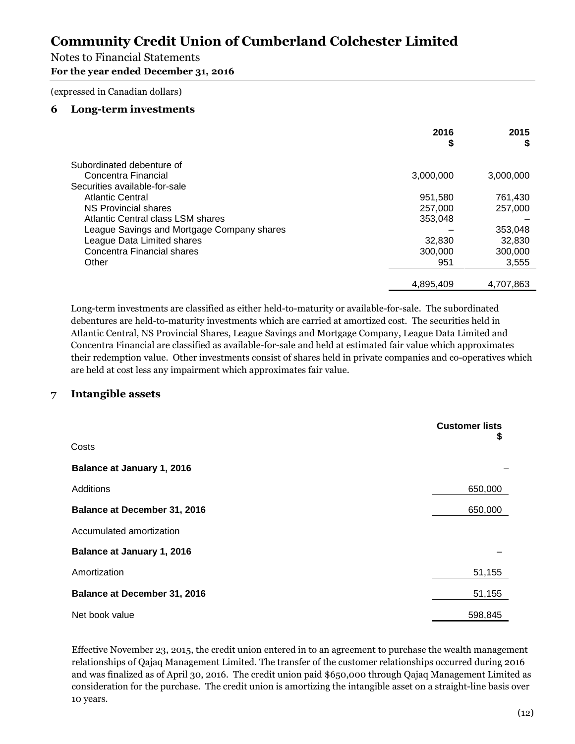# Community Credit Union of Cumberland Colchester Limited

Notes to Financial Statements

**For the year ended December 31, 2016**

(expressed in Canadian dollars)

## 6 Long-term investments

| | 2016 $ | 2015 $ |
|---|---|---|
| Subordinated debenture of | | |
| Concentra Financial | 3,000,000 | 3,000,000 |
| Securities available-for-sale | | |
| Atlantic Central | 951,580 | 761,430 |
| NS Provincial shares | 257,000 | 257,000 |
| Atlantic Central class LSM shares | 353,048 | – |
| League Savings and Mortgage Company shares | – | 353,048 |
| League Data Limited shares | 32,830 | 32,830 |
| Concentra Financial shares | 300,000 | 300,000 |
| Other | 951 | 3,555 |
| | 4,895,409 | 4,707,863 |

Long-term investments are classified as either held-to-maturity or available-for-sale. The subordinated debentures are held-to-maturity investments which are carried at amortized cost. The securities held in Atlantic Central, NS Provincial Shares, League Savings and Mortgage Company, League Data Limited and Concentra Financial are classified as available-for-sale and held at estimated fair value which approximates their redemption value. Other investments consist of shares held in private companies and co-operatives which are held at cost less any impairment which approximates fair value.

## 7 Intangible assets

| | Customer lists $ |
|---|---|
| Costs | |
| **Balance at January 1, 2016** | – |
| Additions | 650,000 |
| **Balance at December 31, 2016** | 650,000 |
| Accumulated amortization | |
| **Balance at January 1, 2016** | – |
| Amortization | 51,155 |
| **Balance at December 31, 2016** | 51,155 |
| Net book value | 598,845 |

Effective November 23, 2015, the credit union entered in to an agreement to purchase the wealth management relationships of Qajaq Management Limited. The transfer of the customer relationships occurred during 2016 and was finalized as of April 30, 2016. The credit union paid $650,000 through Qajaq Management Limited as consideration for the purchase. The credit union is amortizing the intangible asset on a straight-line basis over 10 years.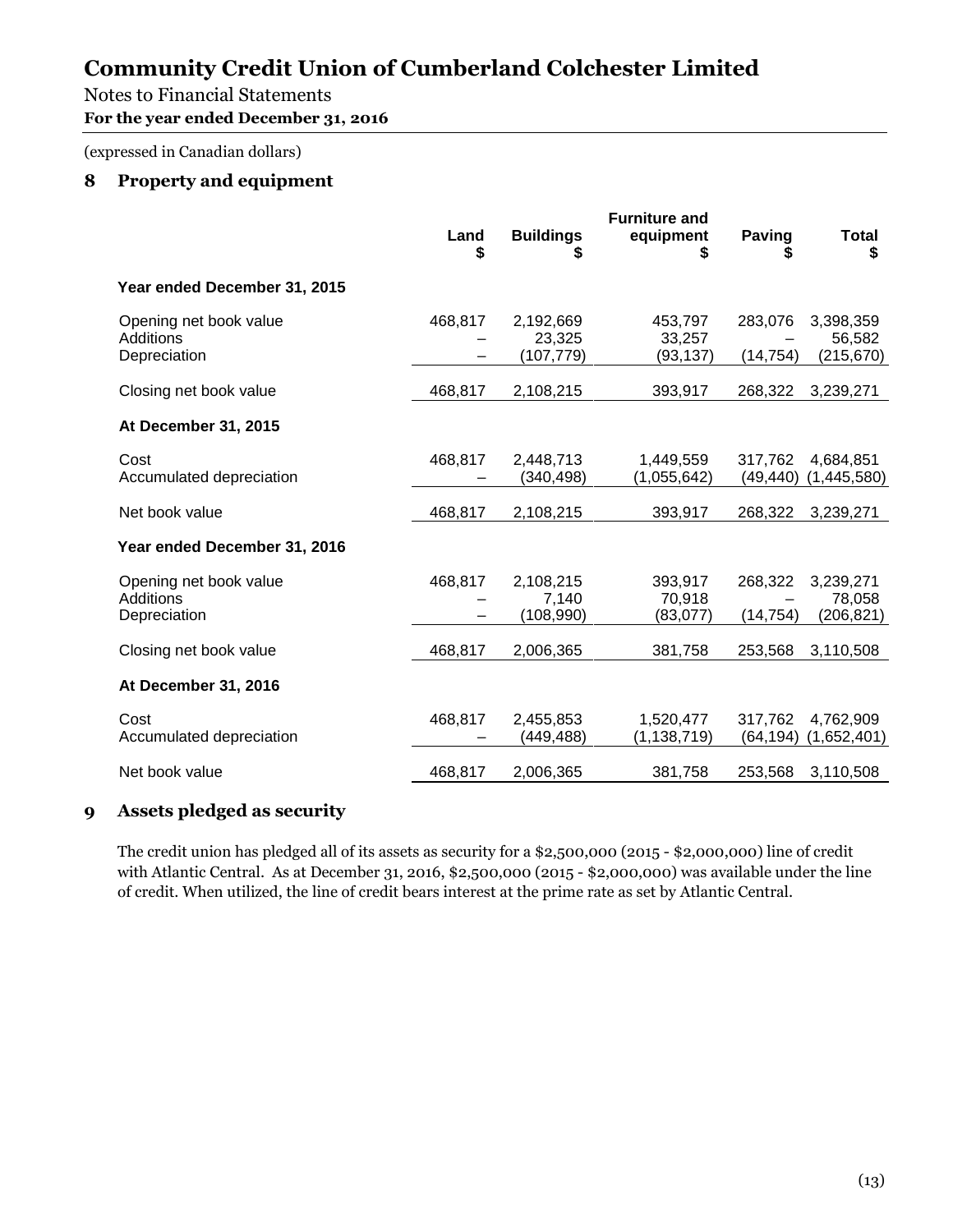# Community Credit Union of Cumberland Colchester Limited

Notes to Financial Statements

**For the year ended December 31, 2016**

(expressed in Canadian dollars)

## 8 Property and equipment

| | Land $ | Buildings $ | Furniture and equipment $ | Paving $ | Total $ |
|---|---|---|---|---|---|
| **Year ended December 31, 2015** | | | | | |
| Opening net book value | 468,817 | 2,192,669 | 453,797 | 283,076 | 3,398,359 |
| Additions | – | 23,325 | 33,257 | – | 56,582 |
| Depreciation | – | (107,779) | (93,137) | (14,754) | (215,670) |
| Closing net book value | 468,817 | 2,108,215 | 393,917 | 268,322 | 3,239,271 |
| **At December 31, 2015** | | | | | |
| Cost | 468,817 | 2,448,713 | 1,449,559 | 317,762 | 4,684,851 |
| Accumulated depreciation | – | (340,498) | (1,055,642) | (49,440) | (1,445,580) |
| Net book value | 468,817 | 2,108,215 | 393,917 | 268,322 | 3,239,271 |
| **Year ended December 31, 2016** | | | | | |
| Opening net book value | 468,817 | 2,108,215 | 393,917 | 268,322 | 3,239,271 |
| Additions | – | 7,140 | 70,918 | – | 78,058 |
| Depreciation | – | (108,990) | (83,077) | (14,754) | (206,821) |
| Closing net book value | 468,817 | 2,006,365 | 381,758 | 253,568 | 3,110,508 |
| **At December 31, 2016** | | | | | |
| Cost | 468,817 | 2,455,853 | 1,520,477 | 317,762 | 4,762,909 |
| Accumulated depreciation | – | (449,488) | (1,138,719) | (64,194) | (1,652,401) |
| Net book value | 468,817 | 2,006,365 | 381,758 | 253,568 | 3,110,508 |

## 9 Assets pledged as security

The credit union has pledged all of its assets as security for a $2,500,000 (2015 - $2,000,000) line of credit with Atlantic Central. As at December 31, 2016, $2,500,000 (2015 - $2,000,000) was available under the line of credit. When utilized, the line of credit bears interest at the prime rate as set by Atlantic Central.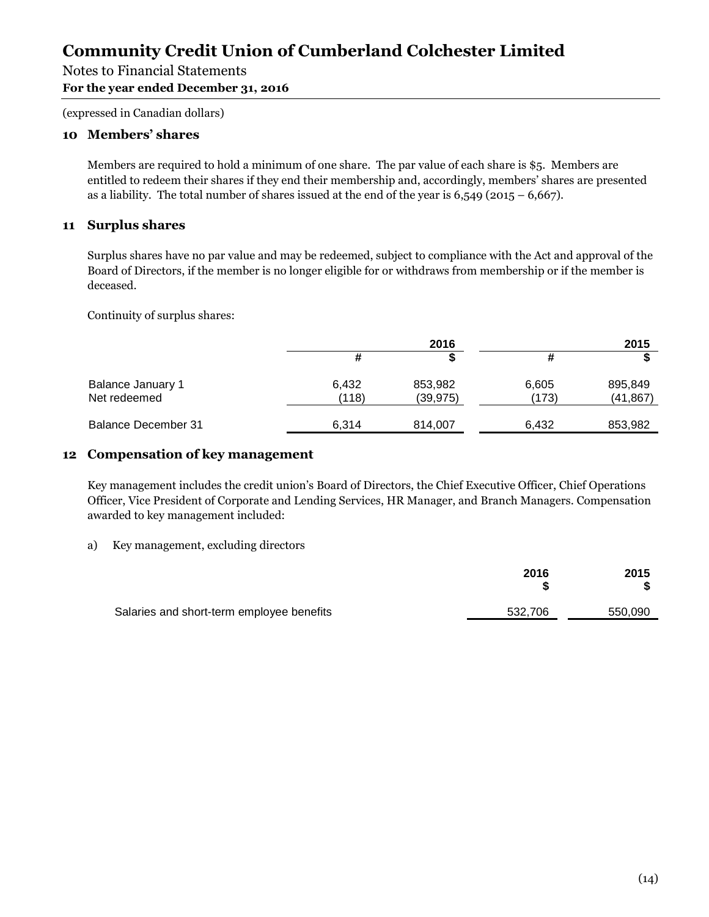# Community Credit Union of Cumberland Colchester Limited

Notes to Financial Statements
**For the year ended December 31, 2016**

(expressed in Canadian dollars)

## 10 Members' shares

Members are required to hold a minimum of one share. The par value of each share is $5. Members are entitled to redeem their shares if they end their membership and, accordingly, members' shares are presented as a liability. The total number of shares issued at the end of the year is 6,549 (2015 – 6,667).

## 11 Surplus shares

Surplus shares have no par value and may be redeemed, subject to compliance with the Act and approval of the Board of Directors, if the member is no longer eligible for or withdraws from membership or if the member is deceased.

Continuity of surplus shares:

| | 2016 | | 2015 | |
|---|---|---|---|---|
| | # | $ | # | $ |
| Balance January 1 | 6,432 | 853,982 | 6,605 | 895,849 |
| Net redeemed | (118) | (39,975) | (173) | (41,867) |
| Balance December 31 | 6,314 | 814,007 | 6,432 | 853,982 |

## 12 Compensation of key management

Key management includes the credit union's Board of Directors, the Chief Executive Officer, Chief Operations Officer, Vice President of Corporate and Lending Services, HR Manager, and Branch Managers. Compensation awarded to key management included:

a) Key management, excluding directors

| | 2016<br>$ | 2015<br>$ |
|---|---|---|
| Salaries and short-term employee benefits | 532,706 | 550,090 |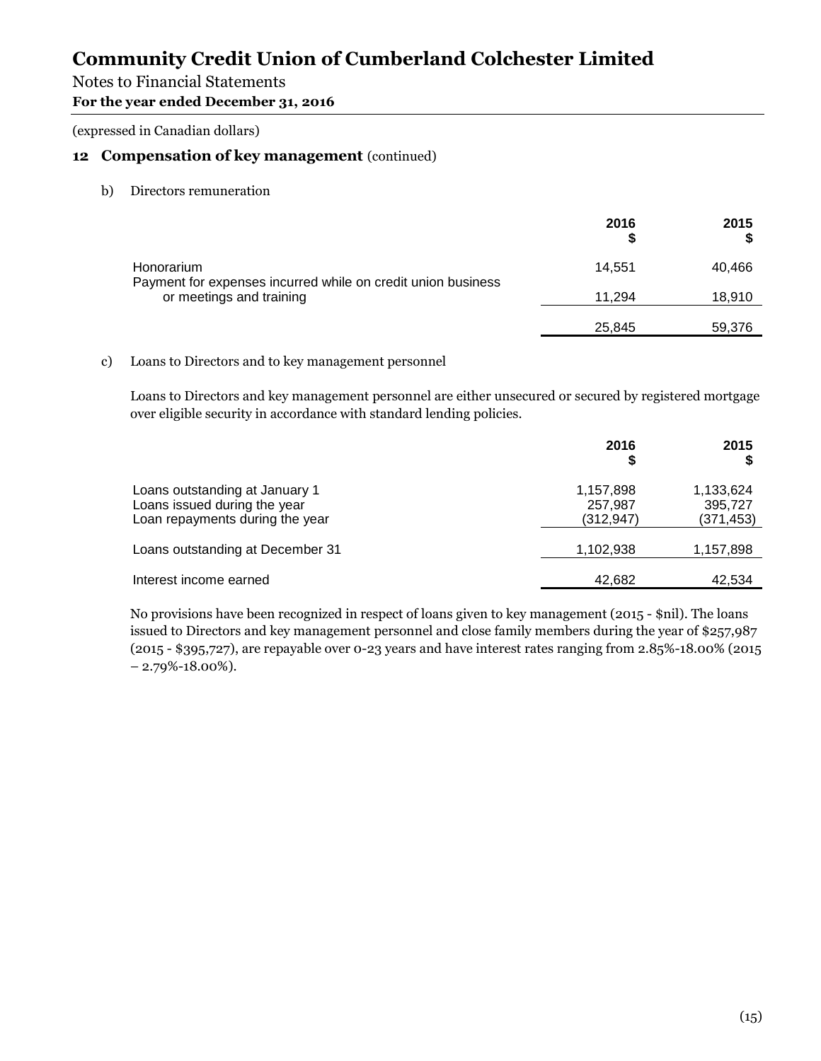# Community Credit Union of Cumberland Colchester Limited

Notes to Financial Statements
**For the year ended December 31, 2016**

(expressed in Canadian dollars)

## 12 Compensation of key management (continued)

b) Directors remuneration

| | 2016<br>$ | 2015<br>$ |
|---|---:|---:|
| Honorarium | 14,551 | 40,466 |
| Payment for expenses incurred while on credit union business or meetings and training | 11,294 | 18,910 |
| | 25,845 | 59,376 |

c) Loans to Directors and to key management personnel

Loans to Directors and key management personnel are either unsecured or secured by registered mortgage over eligible security in accordance with standard lending policies.

| | 2016<br>$ | 2015<br>$ |
|---|---:|---:|
| Loans outstanding at January 1 | 1,157,898 | 1,133,624 |
| Loans issued during the year | 257,987 | 395,727 |
| Loan repayments during the year | (312,947) | (371,453) |
| Loans outstanding at December 31 | 1,102,938 | 1,157,898 |
| Interest income earned | 42,682 | 42,534 |

No provisions have been recognized in respect of loans given to key management (2015 - $nil). The loans issued to Directors and key management personnel and close family members during the year of $257,987 (2015 - $395,727), are repayable over 0-23 years and have interest rates ranging from 2.85%-18.00% (2015 – 2.79%-18.00%).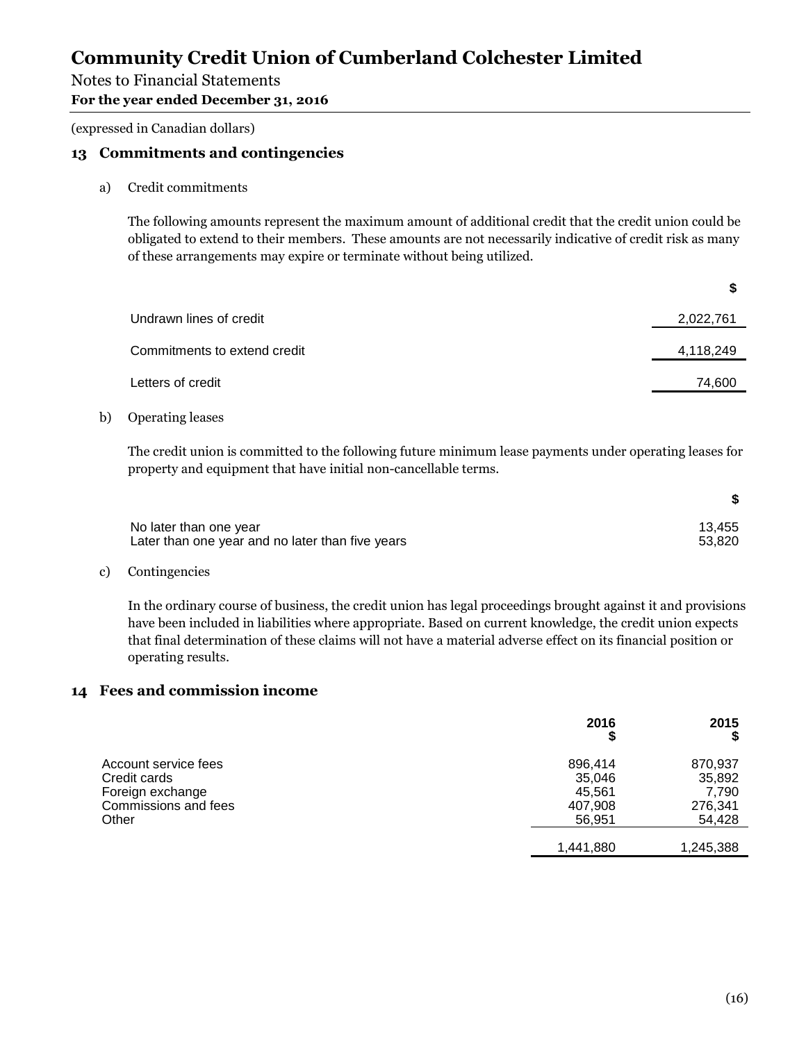# Community Credit Union of Cumberland Colchester Limited

Notes to Financial Statements

**For the year ended December 31, 2016**

(expressed in Canadian dollars)

## 13 Commitments and contingencies

a) Credit commitments

The following amounts represent the maximum amount of additional credit that the credit union could be obligated to extend to their members. These amounts are not necessarily indicative of credit risk as many of these arrangements may expire or terminate without being utilized.

| | $ |
|---|---|
| Undrawn lines of credit | 2,022,761 |
| Commitments to extend credit | 4,118,249 |
| Letters of credit | 74,600 |

b) Operating leases

The credit union is committed to the following future minimum lease payments under operating leases for property and equipment that have initial non-cancellable terms.

| | $ |
|---|---|
| No later than one year | 13,455 |
| Later than one year and no later than five years | 53,820 |

c) Contingencies

In the ordinary course of business, the credit union has legal proceedings brought against it and provisions have been included in liabilities where appropriate. Based on current knowledge, the credit union expects that final determination of these claims will not have a material adverse effect on its financial position or operating results.

## 14 Fees and commission income

| | 2016 $ | 2015 $ |
|---|---|---|
| Account service fees | 896,414 | 870,937 |
| Credit cards | 35,046 | 35,892 |
| Foreign exchange | 45,561 | 7,790 |
| Commissions and fees | 407,908 | 276,341 |
| Other | 56,951 | 54,428 |
| | 1,441,880 | 1,245,388 |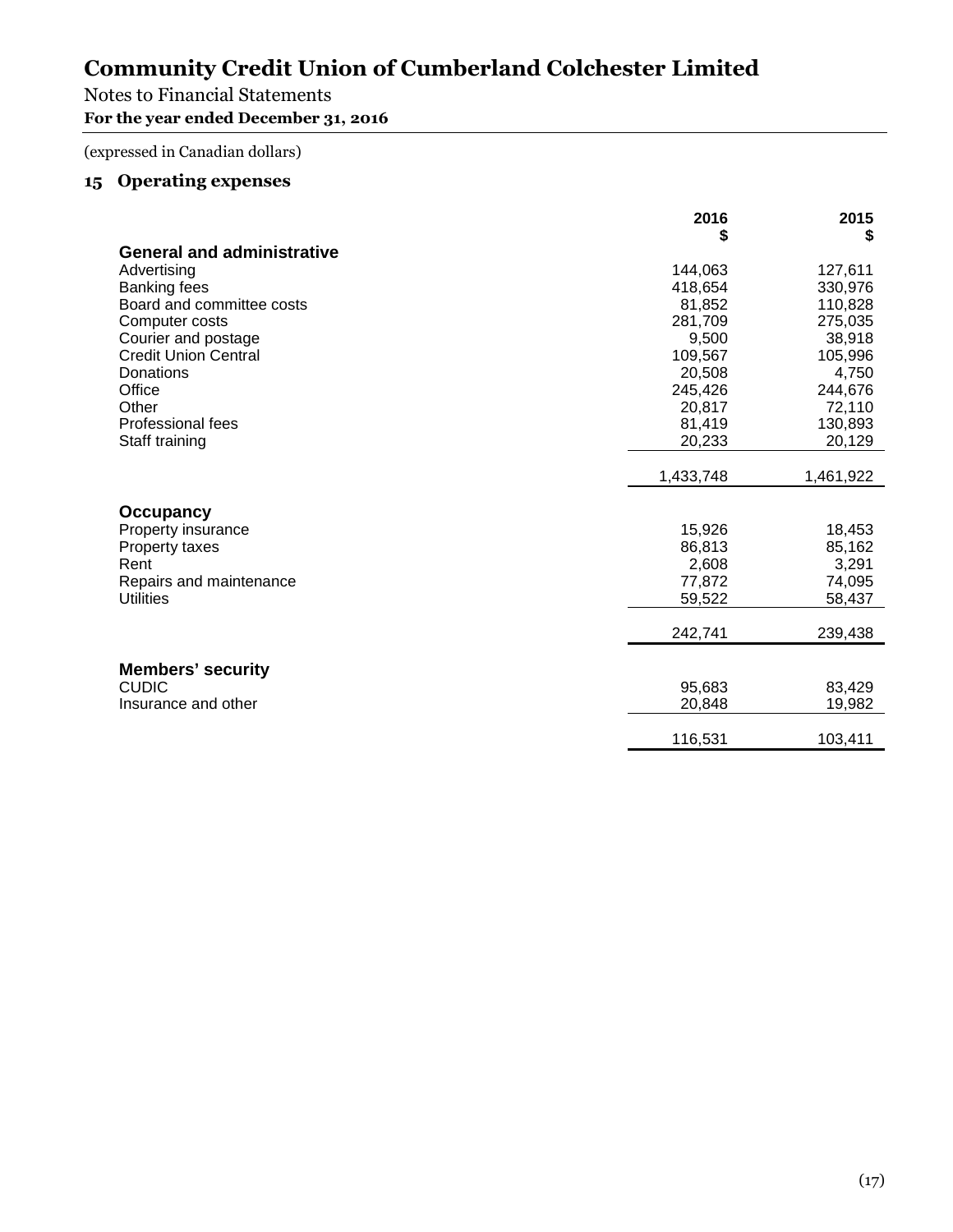# Community Credit Union of Cumberland Colchester Limited

Notes to Financial Statements
**For the year ended December 31, 2016**

(expressed in Canadian dollars)

## 15 Operating expenses

| | 2016 $ | 2015 $ |
|---|---|---|
| **General and administrative** | | |
| Advertising | 144,063 | 127,611 |
| Banking fees | 418,654 | 330,976 |
| Board and committee costs | 81,852 | 110,828 |
| Computer costs | 281,709 | 275,035 |
| Courier and postage | 9,500 | 38,918 |
| Credit Union Central | 109,567 | 105,996 |
| Donations | 20,508 | 4,750 |
| Office | 245,426 | 244,676 |
| Other | 20,817 | 72,110 |
| Professional fees | 81,419 | 130,893 |
| Staff training | 20,233 | 20,129 |
| | 1,433,748 | 1,461,922 |
| **Occupancy** | | |
| Property insurance | 15,926 | 18,453 |
| Property taxes | 86,813 | 85,162 |
| Rent | 2,608 | 3,291 |
| Repairs and maintenance | 77,872 | 74,095 |
| Utilities | 59,522 | 58,437 |
| | 242,741 | 239,438 |
| **Members' security** | | |
| CUDIC | 95,683 | 83,429 |
| Insurance and other | 20,848 | 19,982 |
| | 116,531 | 103,411 |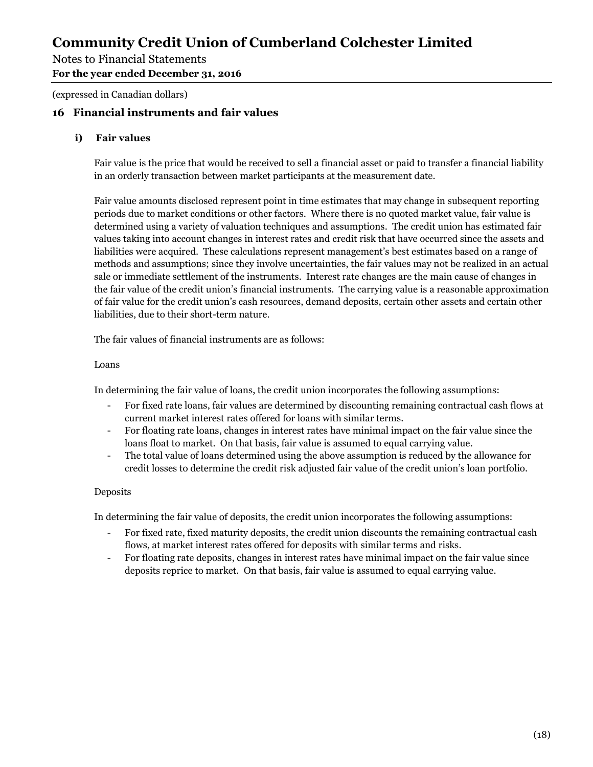## 16 Financial instruments and fair values

### i) Fair values

Fair value is the price that would be received to sell a financial asset or paid to transfer a financial liability in an orderly transaction between market participants at the measurement date.

Fair value amounts disclosed represent point in time estimates that may change in subsequent reporting periods due to market conditions or other factors. Where there is no quoted market value, fair value is determined using a variety of valuation techniques and assumptions. The credit union has estimated fair values taking into account changes in interest rates and credit risk that have occurred since the assets and liabilities were acquired. These calculations represent management's best estimates based on a range of methods and assumptions; since they involve uncertainties, the fair values may not be realized in an actual sale or immediate settlement of the instruments. Interest rate changes are the main cause of changes in the fair value of the credit union's financial instruments. The carrying value is a reasonable approximation of fair value for the credit union's cash resources, demand deposits, certain other assets and certain other liabilities, due to their short-term nature.

The fair values of financial instruments are as follows:

Loans

In determining the fair value of loans, the credit union incorporates the following assumptions:

- For fixed rate loans, fair values are determined by discounting remaining contractual cash flows at current market interest rates offered for loans with similar terms.
- For floating rate loans, changes in interest rates have minimal impact on the fair value since the loans float to market. On that basis, fair value is assumed to equal carrying value.
- The total value of loans determined using the above assumption is reduced by the allowance for credit losses to determine the credit risk adjusted fair value of the credit union's loan portfolio.

Deposits

In determining the fair value of deposits, the credit union incorporates the following assumptions:

- For fixed rate, fixed maturity deposits, the credit union discounts the remaining contractual cash flows, at market interest rates offered for deposits with similar terms and risks.
- For floating rate deposits, changes in interest rates have minimal impact on the fair value since deposits reprice to market. On that basis, fair value is assumed to equal carrying value.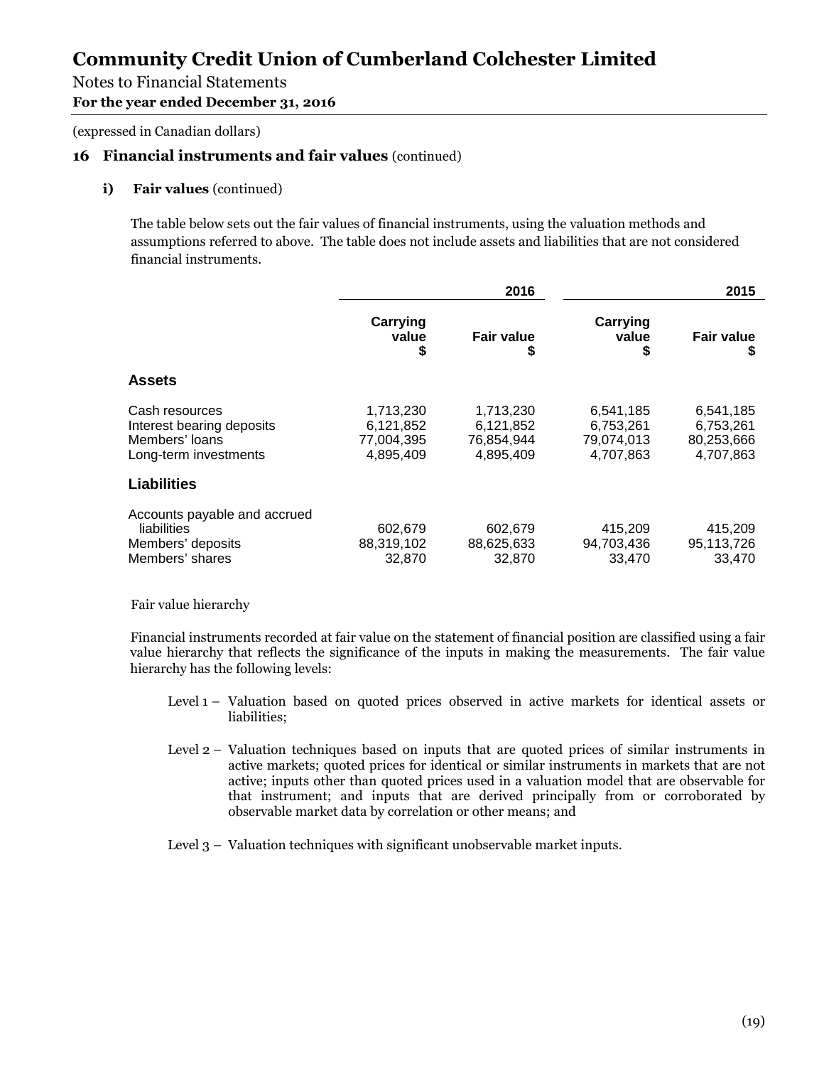# Community Credit Union of Cumberland Colchester Limited

Notes to Financial Statements
**For the year ended December 31, 2016**

(expressed in Canadian dollars)

## 16 Financial instruments and fair values (continued)

### i) Fair values (continued)

The table below sets out the fair values of financial instruments, using the valuation methods and assumptions referred to above. The table does not include assets and liabilities that are not considered financial instruments.

| | 2016 | | 2015 | |
|---|---|---|---|---|
| | **Carrying value $** | **Fair value $** | **Carrying value $** | **Fair value $** |
| **Assets** | | | | |
| Cash resources | 1,713,230 | 1,713,230 | 6,541,185 | 6,541,185 |
| Interest bearing deposits | 6,121,852 | 6,121,852 | 6,753,261 | 6,753,261 |
| Members' loans | 77,004,395 | 76,854,944 | 79,074,013 | 80,253,666 |
| Long-term investments | 4,895,409 | 4,895,409 | 4,707,863 | 4,707,863 |
| **Liabilities** | | | | |
| Accounts payable and accrued liabilities | 602,679 | 602,679 | 415,209 | 415,209 |
| Members' deposits | 88,319,102 | 88,625,633 | 94,703,436 | 95,113,726 |
| Members' shares | 32,870 | 32,870 | 33,470 | 33,470 |

Fair value hierarchy

Financial instruments recorded at fair value on the statement of financial position are classified using a fair value hierarchy that reflects the significance of the inputs in making the measurements. The fair value hierarchy has the following levels:

- Level 1 – Valuation based on quoted prices observed in active markets for identical assets or liabilities;
- Level 2 – Valuation techniques based on inputs that are quoted prices of similar instruments in active markets; quoted prices for identical or similar instruments in markets that are not active; inputs other than quoted prices used in a valuation model that are observable for that instrument; and inputs that are derived principally from or corroborated by observable market data by correlation or other means; and
- Level 3 – Valuation techniques with significant unobservable market inputs.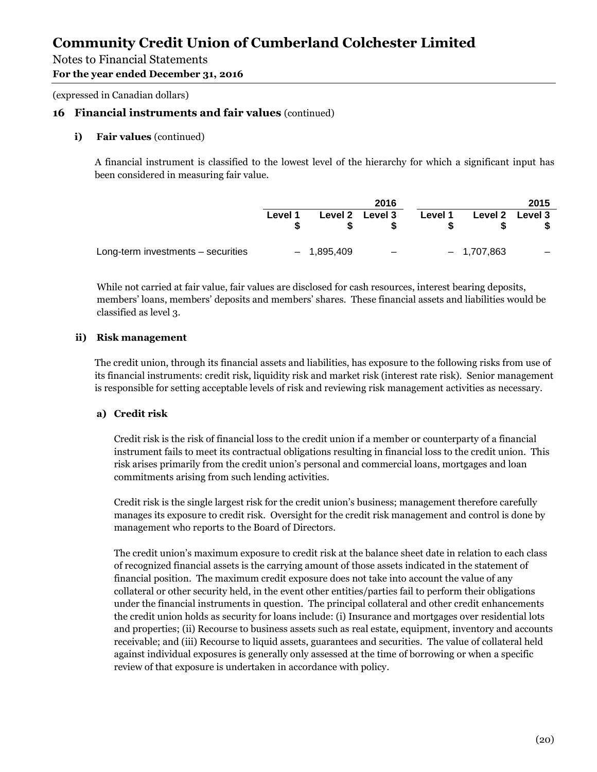# Community Credit Union of Cumberland Colchester Limited

Notes to Financial Statements
**For the year ended December 31, 2016**

(expressed in Canadian dollars)

## 16 Financial instruments and fair values (continued)

### i) Fair values (continued)

A financial instrument is classified to the lowest level of the hierarchy for which a significant input has been considered in measuring fair value.

| | | 2016 | | | 2015 | |
|---|---|---|---|---|---|---|
| | **Level 1** **$** | **Level 2** **$** | **Level 3** **$** | **Level 1** **$** | **Level 2** **$** | **Level 3** **$** |
| Long-term investments – securities | – | 1,895,409 | – | – | 1,707,863 | – |

While not carried at fair value, fair values are disclosed for cash resources, interest bearing deposits, members' loans, members' deposits and members' shares. These financial assets and liabilities would be classified as level 3.

### ii) Risk management

The credit union, through its financial assets and liabilities, has exposure to the following risks from use of its financial instruments: credit risk, liquidity risk and market risk (interest rate risk). Senior management is responsible for setting acceptable levels of risk and reviewing risk management activities as necessary.

#### a) Credit risk

Credit risk is the risk of financial loss to the credit union if a member or counterparty of a financial instrument fails to meet its contractual obligations resulting in financial loss to the credit union. This risk arises primarily from the credit union's personal and commercial loans, mortgages and loan commitments arising from such lending activities.

Credit risk is the single largest risk for the credit union's business; management therefore carefully manages its exposure to credit risk. Oversight for the credit risk management and control is done by management who reports to the Board of Directors.

The credit union's maximum exposure to credit risk at the balance sheet date in relation to each class of recognized financial assets is the carrying amount of those assets indicated in the statement of financial position. The maximum credit exposure does not take into account the value of any collateral or other security held, in the event other entities/parties fail to perform their obligations under the financial instruments in question. The principal collateral and other credit enhancements the credit union holds as security for loans include: (i) Insurance and mortgages over residential lots and properties; (ii) Recourse to business assets such as real estate, equipment, inventory and accounts receivable; and (iii) Recourse to liquid assets, guarantees and securities. The value of collateral held against individual exposures is generally only assessed at the time of borrowing or when a specific review of that exposure is undertaken in accordance with policy.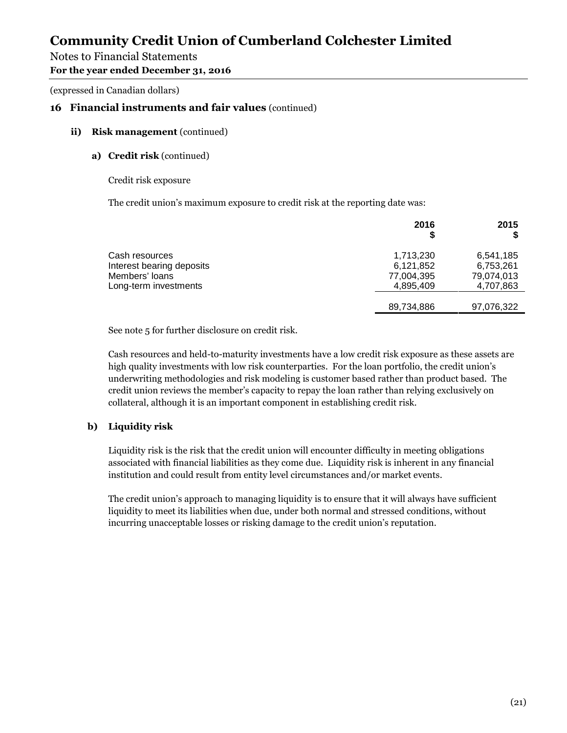# Community Credit Union of Cumberland Colchester Limited

Notes to Financial Statements

**For the year ended December 31, 2016**

(expressed in Canadian dollars)

## 16 Financial instruments and fair values (continued)

### ii) Risk management (continued)

#### a) Credit risk (continued)

Credit risk exposure

The credit union's maximum exposure to credit risk at the reporting date was:

| | 2016 $ | 2015 $ |
|---|---:|---:|
| Cash resources | 1,713,230 | 6,541,185 |
| Interest bearing deposits | 6,121,852 | 6,753,261 |
| Members' loans | 77,004,395 | 79,074,013 |
| Long-term investments | 4,895,409 | 4,707,863 |
| | 89,734,886 | 97,076,322 |

See note 5 for further disclosure on credit risk.

Cash resources and held-to-maturity investments have a low credit risk exposure as these assets are high quality investments with low risk counterparties. For the loan portfolio, the credit union's underwriting methodologies and risk modeling is customer based rather than product based. The credit union reviews the member's capacity to repay the loan rather than relying exclusively on collateral, although it is an important component in establishing credit risk.

#### b) Liquidity risk

Liquidity risk is the risk that the credit union will encounter difficulty in meeting obligations associated with financial liabilities as they come due. Liquidity risk is inherent in any financial institution and could result from entity level circumstances and/or market events.

The credit union's approach to managing liquidity is to ensure that it will always have sufficient liquidity to meet its liabilities when due, under both normal and stressed conditions, without incurring unacceptable losses or risking damage to the credit union's reputation.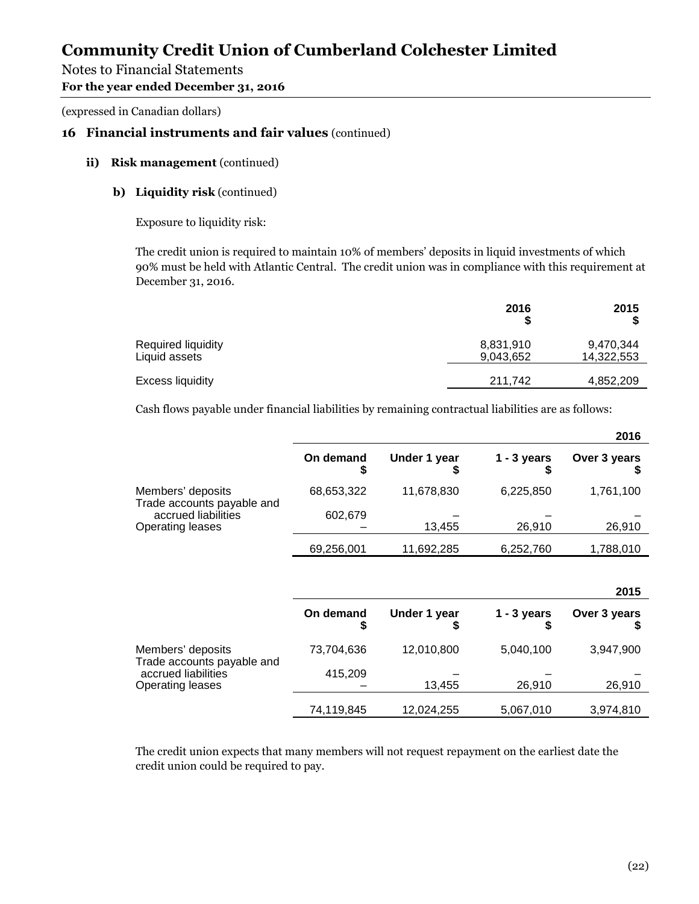# Community Credit Union of Cumberland Colchester Limited

Notes to Financial Statements
**For the year ended December 31, 2016**

(expressed in Canadian dollars)

## 16 Financial instruments and fair values (continued)

### ii) Risk management (continued)

#### b) Liquidity risk (continued)

Exposure to liquidity risk:

The credit union is required to maintain 10% of members' deposits in liquid investments of which 90% must be held with Atlantic Central. The credit union was in compliance with this requirement at December 31, 2016.

| | 2016 $ | 2015 $ |
|---|---|---|
| Required liquidity | 8,831,910 | 9,470,344 |
| Liquid assets | 9,043,652 | 14,322,553 |
| Excess liquidity | 211,742 | 4,852,209 |

Cash flows payable under financial liabilities by remaining contractual liabilities are as follows:

| | | | | 2016 |
|---|---|---|---|---|
| | On demand $ | Under 1 year $ | 1 - 3 years $ | Over 3 years $ |
| Members' deposits | 68,653,322 | 11,678,830 | 6,225,850 | 1,761,100 |
| Trade accounts payable and accrued liabilities | 602,679 | – | – | – |
| Operating leases | – | 13,455 | 26,910 | 26,910 |
| | 69,256,001 | 11,692,285 | 6,252,760 | 1,788,010 |

| | | | | 2015 |
|---|---|---|---|---|
| | On demand $ | Under 1 year $ | 1 - 3 years $ | Over 3 years $ |
| Members' deposits | 73,704,636 | 12,010,800 | 5,040,100 | 3,947,900 |
| Trade accounts payable and accrued liabilities | 415,209 | – | – | – |
| Operating leases | – | 13,455 | 26,910 | 26,910 |
| | 74,119,845 | 12,024,255 | 5,067,010 | 3,974,810 |

The credit union expects that many members will not request repayment on the earliest date the credit union could be required to pay.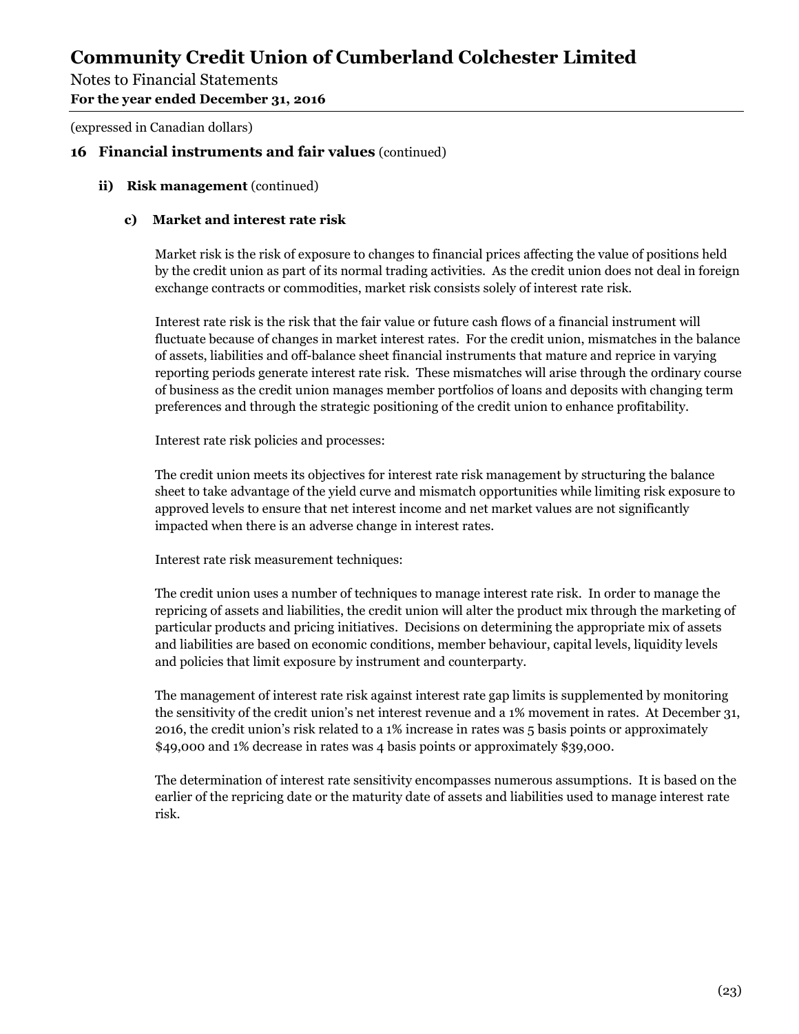# Community Credit Union of Cumberland Colchester Limited

Notes to Financial Statements
**For the year ended December 31, 2016**

(expressed in Canadian dollars)

## 16 Financial instruments and fair values (continued)

### ii) Risk management (continued)

#### c) Market and interest rate risk

Market risk is the risk of exposure to changes to financial prices affecting the value of positions held by the credit union as part of its normal trading activities. As the credit union does not deal in foreign exchange contracts or commodities, market risk consists solely of interest rate risk.

Interest rate risk is the risk that the fair value or future cash flows of a financial instrument will fluctuate because of changes in market interest rates. For the credit union, mismatches in the balance of assets, liabilities and off-balance sheet financial instruments that mature and reprice in varying reporting periods generate interest rate risk. These mismatches will arise through the ordinary course of business as the credit union manages member portfolios of loans and deposits with changing term preferences and through the strategic positioning of the credit union to enhance profitability.

Interest rate risk policies and processes:

The credit union meets its objectives for interest rate risk management by structuring the balance sheet to take advantage of the yield curve and mismatch opportunities while limiting risk exposure to approved levels to ensure that net interest income and net market values are not significantly impacted when there is an adverse change in interest rates.

Interest rate risk measurement techniques:

The credit union uses a number of techniques to manage interest rate risk. In order to manage the repricing of assets and liabilities, the credit union will alter the product mix through the marketing of particular products and pricing initiatives. Decisions on determining the appropriate mix of assets and liabilities are based on economic conditions, member behaviour, capital levels, liquidity levels and policies that limit exposure by instrument and counterparty.

The management of interest rate risk against interest rate gap limits is supplemented by monitoring the sensitivity of the credit union's net interest revenue and a 1% movement in rates. At December 31, 2016, the credit union's risk related to a 1% increase in rates was 5 basis points or approximately $49,000 and 1% decrease in rates was 4 basis points or approximately $39,000.

The determination of interest rate sensitivity encompasses numerous assumptions. It is based on the earlier of the repricing date or the maturity date of assets and liabilities used to manage interest rate risk.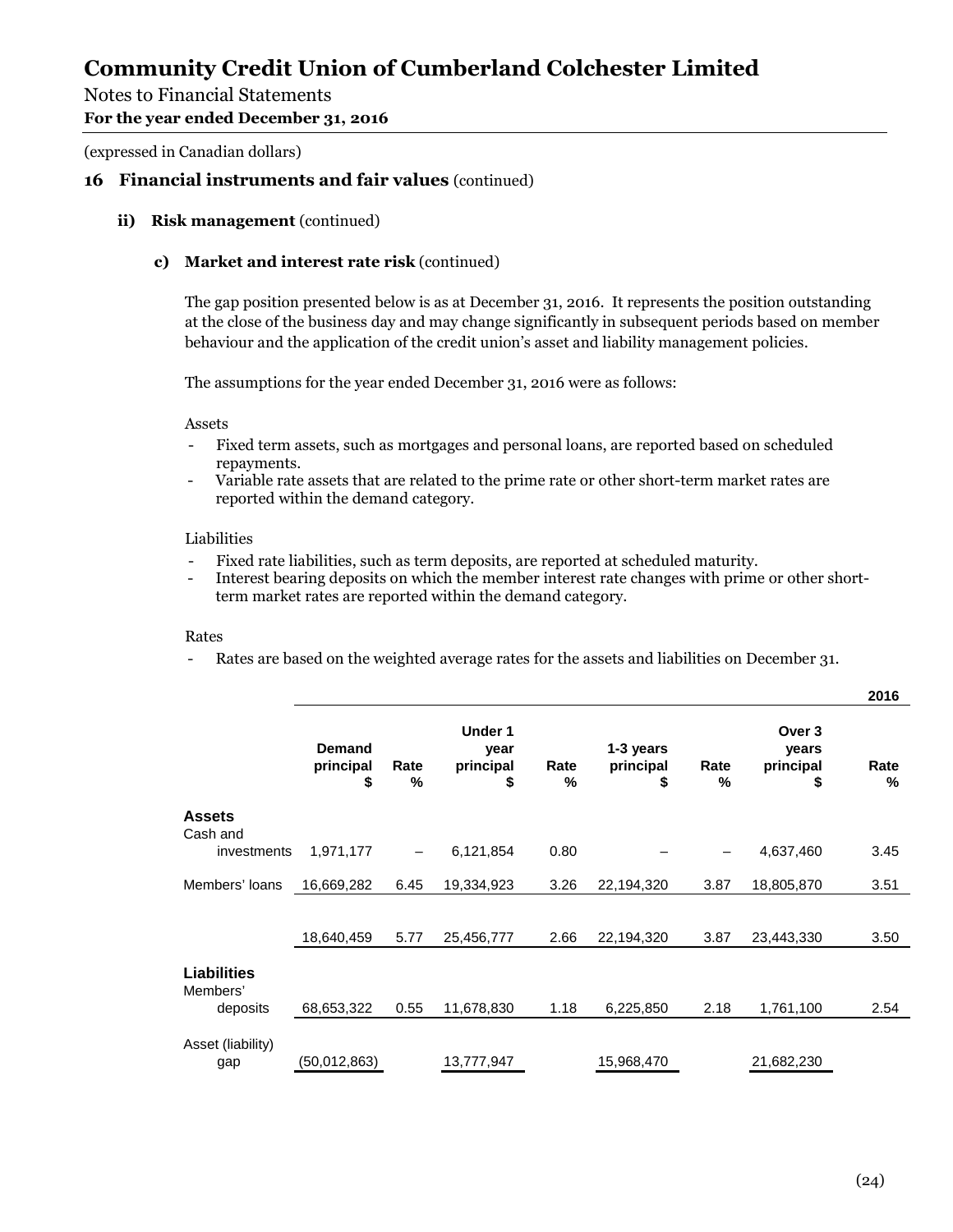# Community Credit Union of Cumberland Colchester Limited

Notes to Financial Statements

**For the year ended December 31, 2016**

(expressed in Canadian dollars)

## 16 Financial instruments and fair values (continued)

### ii) Risk management (continued)

#### c) Market and interest rate risk (continued)

The gap position presented below is as at December 31, 2016. It represents the position outstanding at the close of the business day and may change significantly in subsequent periods based on member behaviour and the application of the credit union's asset and liability management policies.

The assumptions for the year ended December 31, 2016 were as follows:

Assets

- Fixed term assets, such as mortgages and personal loans, are reported based on scheduled repayments.
- Variable rate assets that are related to the prime rate or other short-term market rates are reported within the demand category.

Liabilities

- Fixed rate liabilities, such as term deposits, are reported at scheduled maturity.
- Interest bearing deposits on which the member interest rate changes with prime or other short-term market rates are reported within the demand category.

Rates

- Rates are based on the weighted average rates for the assets and liabilities on December 31.

| | | | | | | | | 2016 |
|---|---|---|---|---|---|---|---|---|
| | Demand principal $ | Rate % | Under 1 year principal $ | Rate % | 1-3 years principal $ | Rate % | Over 3 years principal $ | Rate % |
| **Assets** | | | | | | | | |
| Cash and investments | 1,971,177 | – | 6,121,854 | 0.80 | – | – | 4,637,460 | 3.45 |
| Members' loans | 16,669,282 | 6.45 | 19,334,923 | 3.26 | 22,194,320 | 3.87 | 18,805,870 | 3.51 |
| | 18,640,459 | 5.77 | 25,456,777 | 2.66 | 22,194,320 | 3.87 | 23,443,330 | 3.50 |
| **Liabilities** | | | | | | | | |
| Members' deposits | 68,653,322 | 0.55 | 11,678,830 | 1.18 | 6,225,850 | 2.18 | 1,761,100 | 2.54 |
| Asset (liability) gap | (50,012,863) | | 13,777,947 | | 15,968,470 | | 21,682,230 | |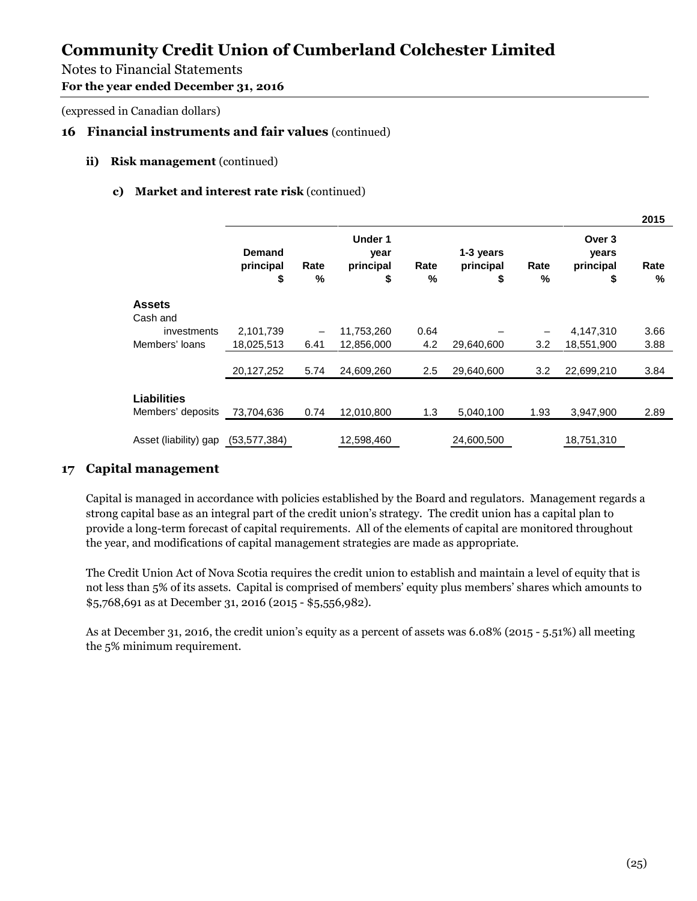(expressed in Canadian dollars)

## 16 Financial instruments and fair values (continued)

### ii) Risk management (continued)

#### c) Market and interest rate risk (continued)

| 2015 | Demand principal $ | Rate % | Under 1 year principal $ | Rate % | 1-3 years principal $ | Rate % | Over 3 years principal $ | Rate % |
|---|---|---|---|---|---|---|---|---|
| **Assets** | | | | | | | | |
| Cash and investments | 2,101,739 | – | 11,753,260 | 0.64 | – | – | 4,147,310 | 3.66 |
| Members' loans | 18,025,513 | 6.41 | 12,856,000 | 4.2 | 29,640,600 | 3.2 | 18,551,900 | 3.88 |
| | 20,127,252 | 5.74 | 24,609,260 | 2.5 | 29,640,600 | 3.2 | 22,699,210 | 3.84 |
| **Liabilities** | | | | | | | | |
| Members' deposits | 73,704,636 | 0.74 | 12,010,800 | 1.3 | 5,040,100 | 1.93 | 3,947,900 | 2.89 |
| Asset (liability) gap | (53,577,384) | | 12,598,460 | | 24,600,500 | | 18,751,310 | |

## 17 Capital management

Capital is managed in accordance with policies established by the Board and regulators. Management regards a strong capital base as an integral part of the credit union's strategy. The credit union has a capital plan to provide a long-term forecast of capital requirements. All of the elements of capital are monitored throughout the year, and modifications of capital management strategies are made as appropriate.

The Credit Union Act of Nova Scotia requires the credit union to establish and maintain a level of equity that is not less than 5% of its assets. Capital is comprised of members' equity plus members' shares which amounts to $5,768,691 as at December 31, 2016 (2015 - $5,556,982).

As at December 31, 2016, the credit union's equity as a percent of assets was 6.08% (2015 - 5.51%) all meeting the 5% minimum requirement.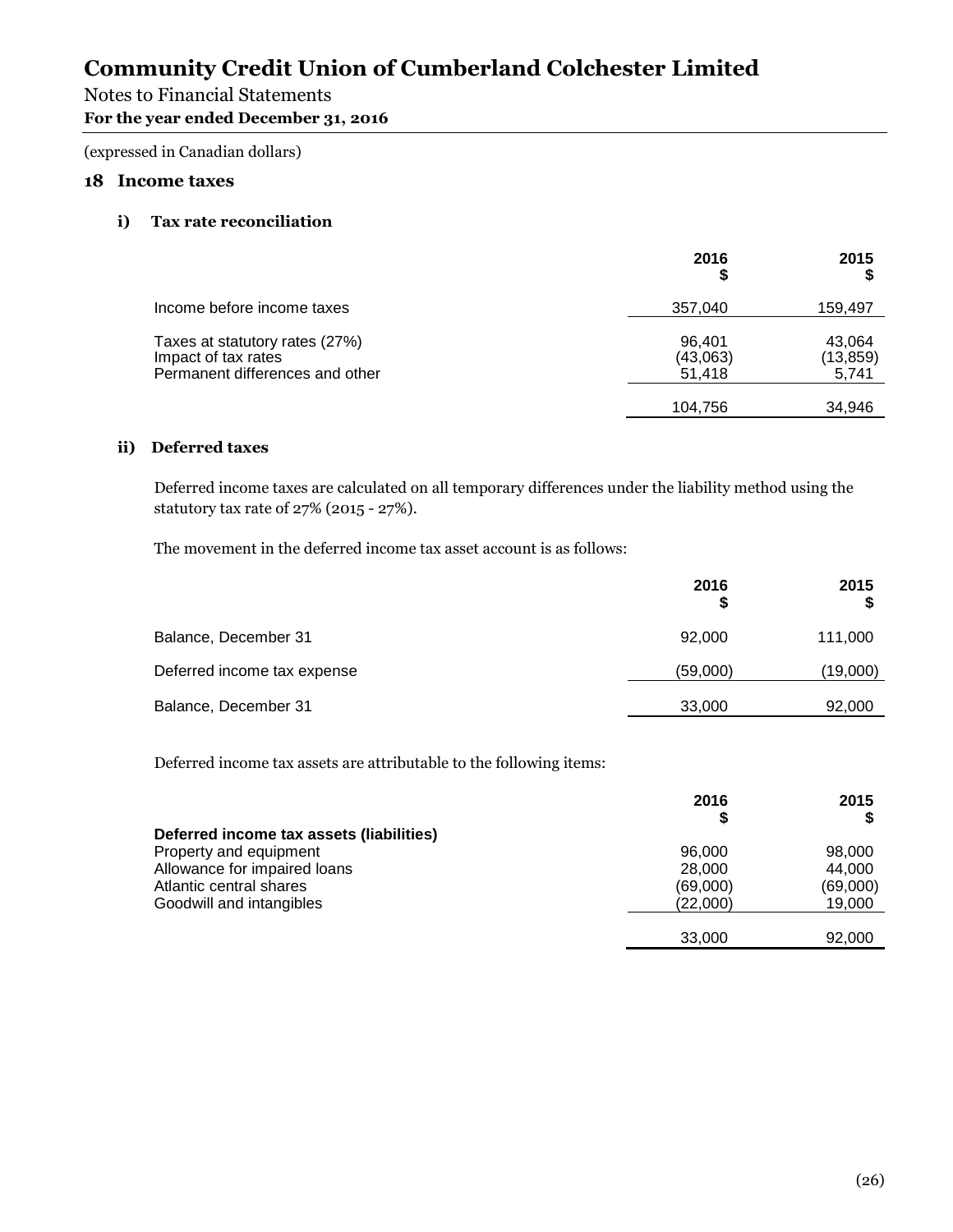# Community Credit Union of Cumberland Colchester Limited

Notes to Financial Statements

**For the year ended December 31, 2016**

(expressed in Canadian dollars)

## 18 Income taxes

### i) Tax rate reconciliation

| | 2016 $ | 2015 $ |
|---|---|---|
| Income before income taxes | 357,040 | 159,497 |
| Taxes at statutory rates (27%) | 96,401 | 43,064 |
| Impact of tax rates | (43,063) | (13,859) |
| Permanent differences and other | 51,418 | 5,741 |
| | 104,756 | 34,946 |

### ii) Deferred taxes

Deferred income taxes are calculated on all temporary differences under the liability method using the statutory tax rate of 27% (2015 - 27%).

The movement in the deferred income tax asset account is as follows:

| | 2016 $ | 2015 $ |
|---|---|---|
| Balance, December 31 | 92,000 | 111,000 |
| Deferred income tax expense | (59,000) | (19,000) |
| Balance, December 31 | 33,000 | 92,000 |

Deferred income tax assets are attributable to the following items:

| | 2016 $ | 2015 $ |
|---|---|---|
| **Deferred income tax assets (liabilities)** | | |
| Property and equipment | 96,000 | 98,000 |
| Allowance for impaired loans | 28,000 | 44,000 |
| Atlantic central shares | (69,000) | (69,000) |
| Goodwill and intangibles | (22,000) | 19,000 |
| | 33,000 | 92,000 |